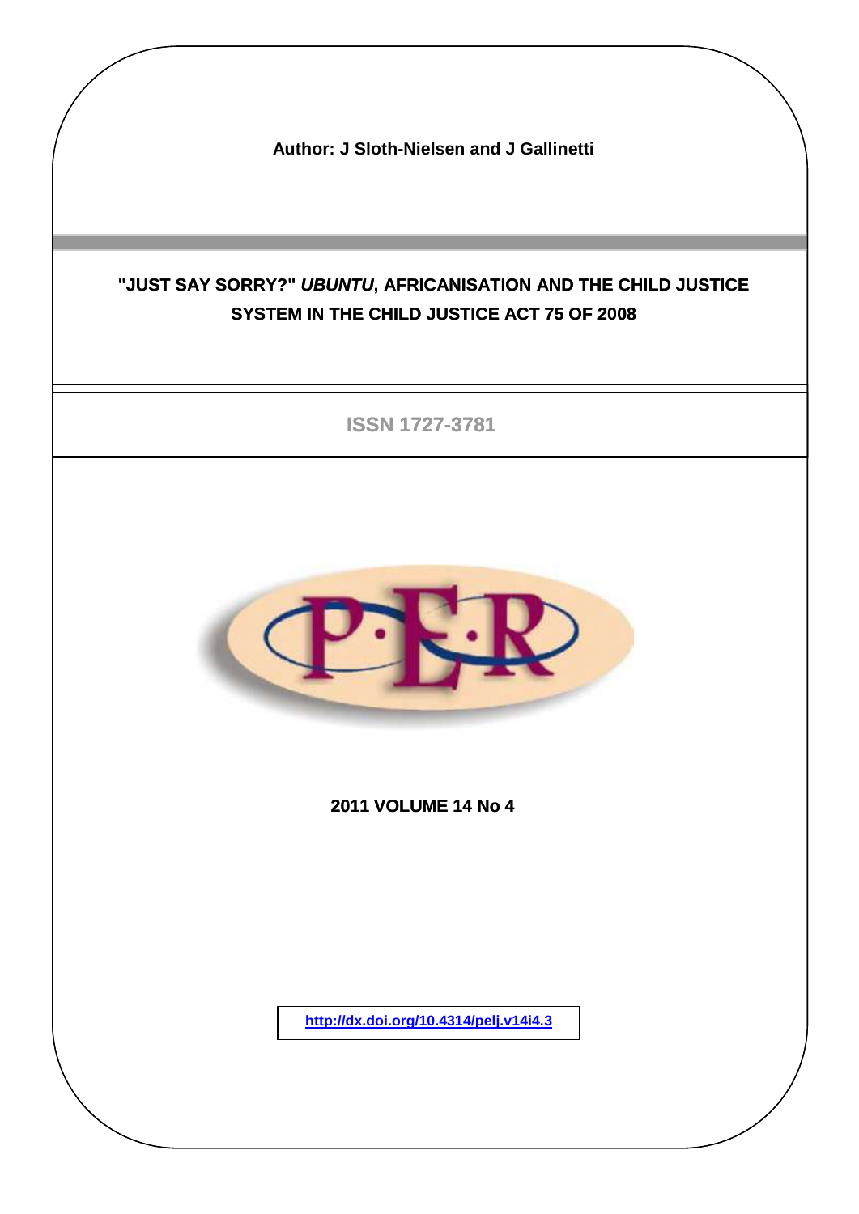**Author: J Sloth-Nielsen and J Gallinetti**

# "JUST SAY SORRY?" *UBUNTU*, AFRICANISATION AND THE CHILD JUSTICE SYSTEM IN THE CHILD JUSTICE ACT 75 OF 2008

ISSN 1727-3781

**2011 VOLUME 14 No 4**

http://dx.doi.org/10.4314/pelj.v14i4.3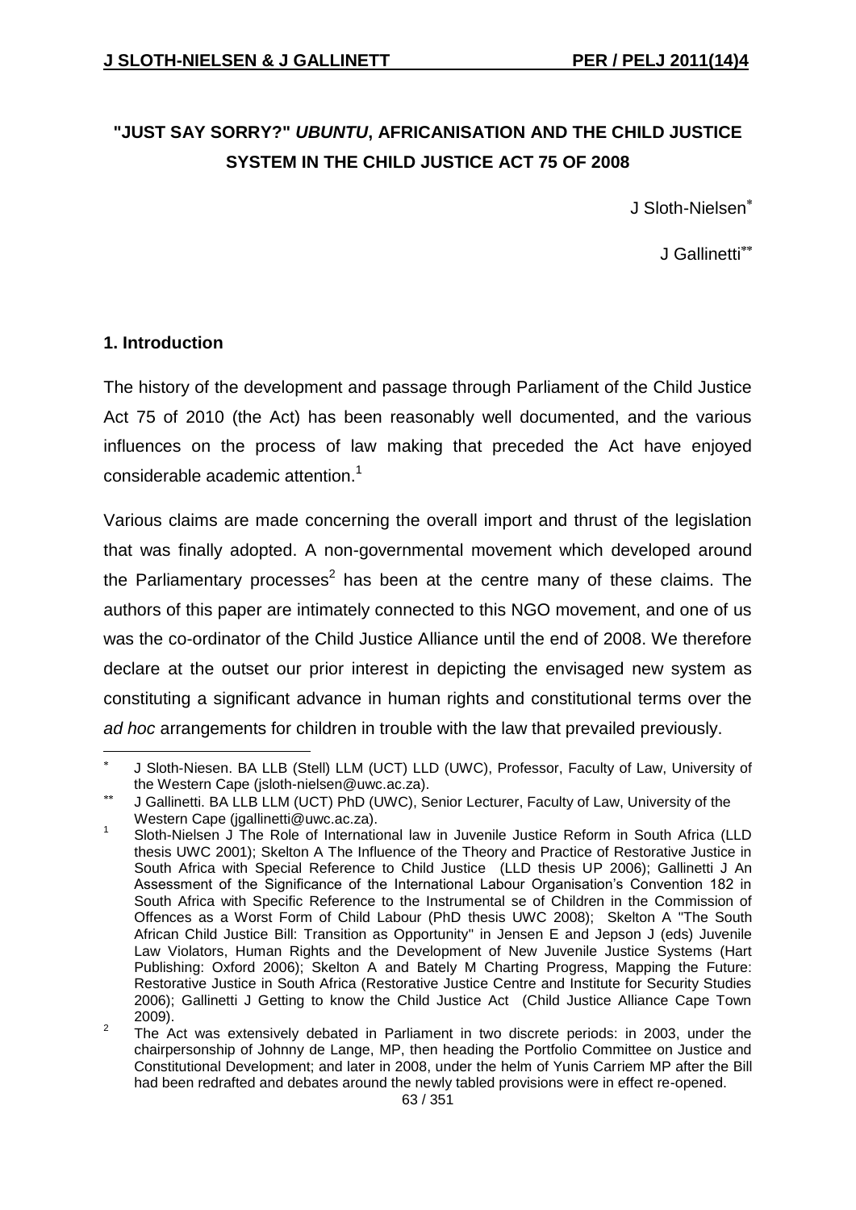# "JUST SAY SORRY?" *UBUNTU*, AFRICANISATION AND THE CHILD JUSTICE SYSTEM IN THE CHILD JUSTICE ACT 75 OF 2008

J Sloth-Nielsen[*]

J Gallinetti[**]

## 1. Introduction

The history of the development and passage through Parliament of the Child Justice Act 75 of 2010 (the Act) has been reasonably well documented, and the various influences on the process of law making that preceded the Act have enjoyed considerable academic attention.[1]

Various claims are made concerning the overall import and thrust of the legislation that was finally adopted. A non-governmental movement which developed around the Parliamentary processes[2] has been at the centre many of these claims. The authors of this paper are intimately connected to this NGO movement, and one of us was the co-ordinator of the Child Justice Alliance until the end of 2008. We therefore declare at the outset our prior interest in depicting the envisaged new system as constituting a significant advance in human rights and constitutional terms over the *ad hoc* arrangements for children in trouble with the law that prevailed previously.

---

[*] J Sloth-Niesen. BA LLB (Stell) LLM (UCT) LLD (UWC), Professor, Faculty of Law, University of the Western Cape (jsloth-nielsen@uwc.ac.za).

[**] J Gallinetti. BA LLB LLM (UCT) PhD (UWC), Senior Lecturer, Faculty of Law, University of the Western Cape (jgallinetti@uwc.ac.za).

[1] Sloth-Nielsen J The Role of International law in Juvenile Justice Reform in South Africa (LLD thesis UWC 2001); Skelton A The Influence of the Theory and Practice of Restorative Justice in South Africa with Special Reference to Child Justice (LLD thesis UP 2006); Gallinetti J An Assessment of the Significance of the International Labour Organisation's Convention 182 in South Africa with Specific Reference to the Instrumental se of Children in the Commission of Offences as a Worst Form of Child Labour (PhD thesis UWC 2008); Skelton A "The South African Child Justice Bill: Transition as Opportunity" in Jensen E and Jepson J (eds) Juvenile Law Violators, Human Rights and the Development of New Juvenile Justice Systems (Hart Publishing: Oxford 2006); Skelton A and Bately M Charting Progress, Mapping the Future: Restorative Justice in South Africa (Restorative Justice Centre and Institute for Security Studies 2006); Gallinetti J Getting to know the Child Justice Act (Child Justice Alliance Cape Town 2009).

[2] The Act was extensively debated in Parliament in two discrete periods: in 2003, under the chairpersonship of Johnny de Lange, MP, then heading the Portfolio Committee on Justice and Constitutional Development; and later in 2008, under the helm of Yunis Carriem MP after the Bill had been redrafted and debates around the newly tabled provisions were in effect re-opened.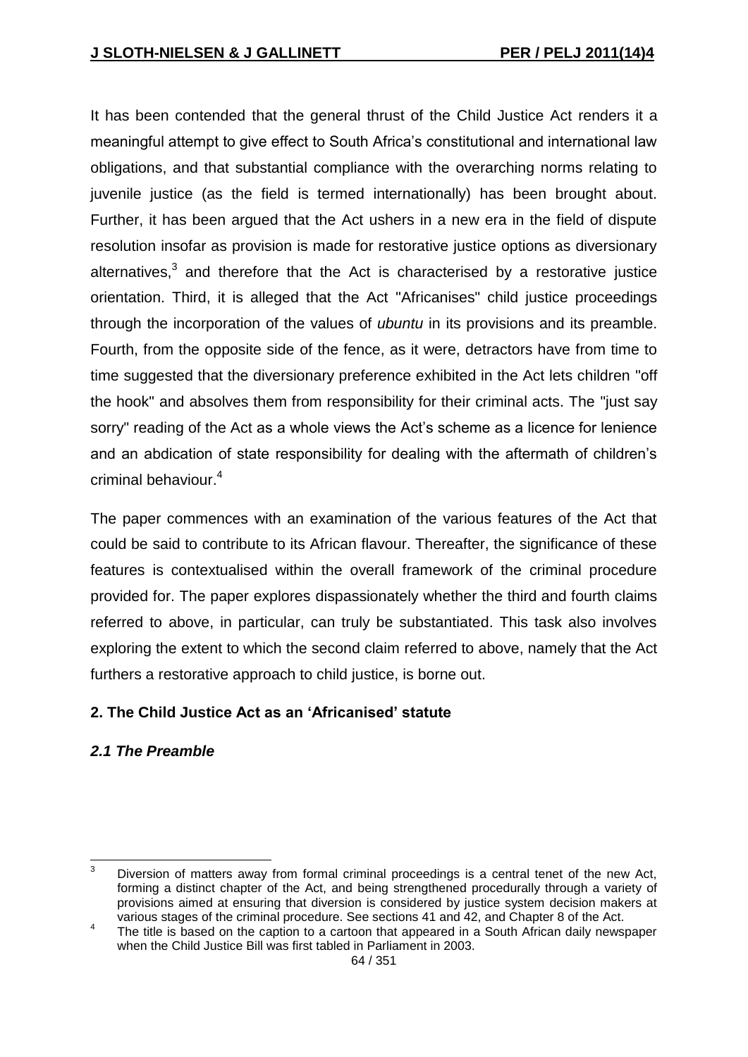It has been contended that the general thrust of the Child Justice Act renders it a meaningful attempt to give effect to South Africa's constitutional and international law obligations, and that substantial compliance with the overarching norms relating to juvenile justice (as the field is termed internationally) has been brought about. Further, it has been argued that the Act ushers in a new era in the field of dispute resolution insofar as provision is made for restorative justice options as diversionary alternatives,[3] and therefore that the Act is characterised by a restorative justice orientation. Third, it is alleged that the Act "Africanises" child justice proceedings through the incorporation of the values of *ubuntu* in its provisions and its preamble. Fourth, from the opposite side of the fence, as it were, detractors have from time to time suggested that the diversionary preference exhibited in the Act lets children "off the hook" and absolves them from responsibility for their criminal acts. The "just say sorry" reading of the Act as a whole views the Act's scheme as a licence for lenience and an abdication of state responsibility for dealing with the aftermath of children's criminal behaviour.[4]

The paper commences with an examination of the various features of the Act that could be said to contribute to its African flavour. Thereafter, the significance of these features is contextualised within the overall framework of the criminal procedure provided for. The paper explores dispassionately whether the third and fourth claims referred to above, in particular, can truly be substantiated. This task also involves exploring the extent to which the second claim referred to above, namely that the Act furthers a restorative approach to child justice, is borne out.

## 2. The Child Justice Act as an 'Africanised' statute

### *2.1 The Preamble*

---

[3] Diversion of matters away from formal criminal proceedings is a central tenet of the new Act, forming a distinct chapter of the Act, and being strengthened procedurally through a variety of provisions aimed at ensuring that diversion is considered by justice system decision makers at various stages of the criminal procedure. See sections 41 and 42, and Chapter 8 of the Act.

[4] The title is based on the caption to a cartoon that appeared in a South African daily newspaper when the Child Justice Bill was first tabled in Parliament in 2003.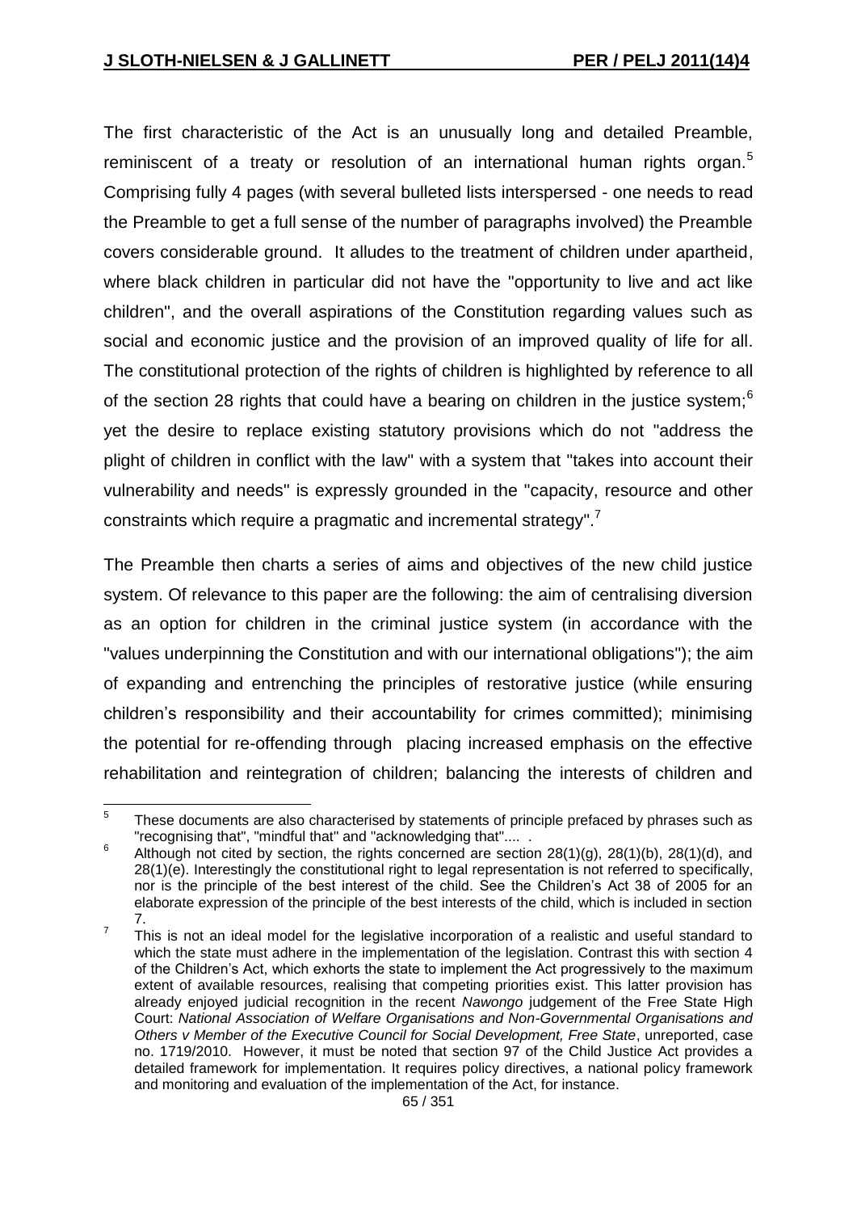The first characteristic of the Act is an unusually long and detailed Preamble, reminiscent of a treaty or resolution of an international human rights organ.[5] Comprising fully 4 pages (with several bulleted lists interspersed - one needs to read the Preamble to get a full sense of the number of paragraphs involved) the Preamble covers considerable ground. It alludes to the treatment of children under apartheid, where black children in particular did not have the "opportunity to live and act like children", and the overall aspirations of the Constitution regarding values such as social and economic justice and the provision of an improved quality of life for all. The constitutional protection of the rights of children is highlighted by reference to all of the section 28 rights that could have a bearing on children in the justice system;[6] yet the desire to replace existing statutory provisions which do not "address the plight of children in conflict with the law" with a system that "takes into account their vulnerability and needs" is expressly grounded in the "capacity, resource and other constraints which require a pragmatic and incremental strategy".[7]

The Preamble then charts a series of aims and objectives of the new child justice system. Of relevance to this paper are the following: the aim of centralising diversion as an option for children in the criminal justice system (in accordance with the "values underpinning the Constitution and with our international obligations"); the aim of expanding and entrenching the principles of restorative justice (while ensuring children's responsibility and their accountability for crimes committed); minimising the potential for re-offending through placing increased emphasis on the effective rehabilitation and reintegration of children; balancing the interests of children and

---

[5] These documents are also characterised by statements of principle prefaced by phrases such as "recognising that", "mindful that" and "acknowledging that".... .

[6] Although not cited by section, the rights concerned are section 28(1)(g), 28(1)(b), 28(1)(d), and 28(1)(e). Interestingly the constitutional right to legal representation is not referred to specifically, nor is the principle of the best interest of the child. See the Children's Act 38 of 2005 for an elaborate expression of the principle of the best interests of the child, which is included in section 7.

[7] This is not an ideal model for the legislative incorporation of a realistic and useful standard to which the state must adhere in the implementation of the legislation. Contrast this with section 4 of the Children's Act, which exhorts the state to implement the Act progressively to the maximum extent of available resources, realising that competing priorities exist. This latter provision has already enjoyed judicial recognition in the recent *Nawongo* judgement of the Free State High Court: *National Association of Welfare Organisations and Non-Governmental Organisations and Others v Member of the Executive Council for Social Development, Free State*, unreported, case no. 1719/2010. However, it must be noted that section 97 of the Child Justice Act provides a detailed framework for implementation. It requires policy directives, a national policy framework and monitoring and evaluation of the implementation of the Act, for instance.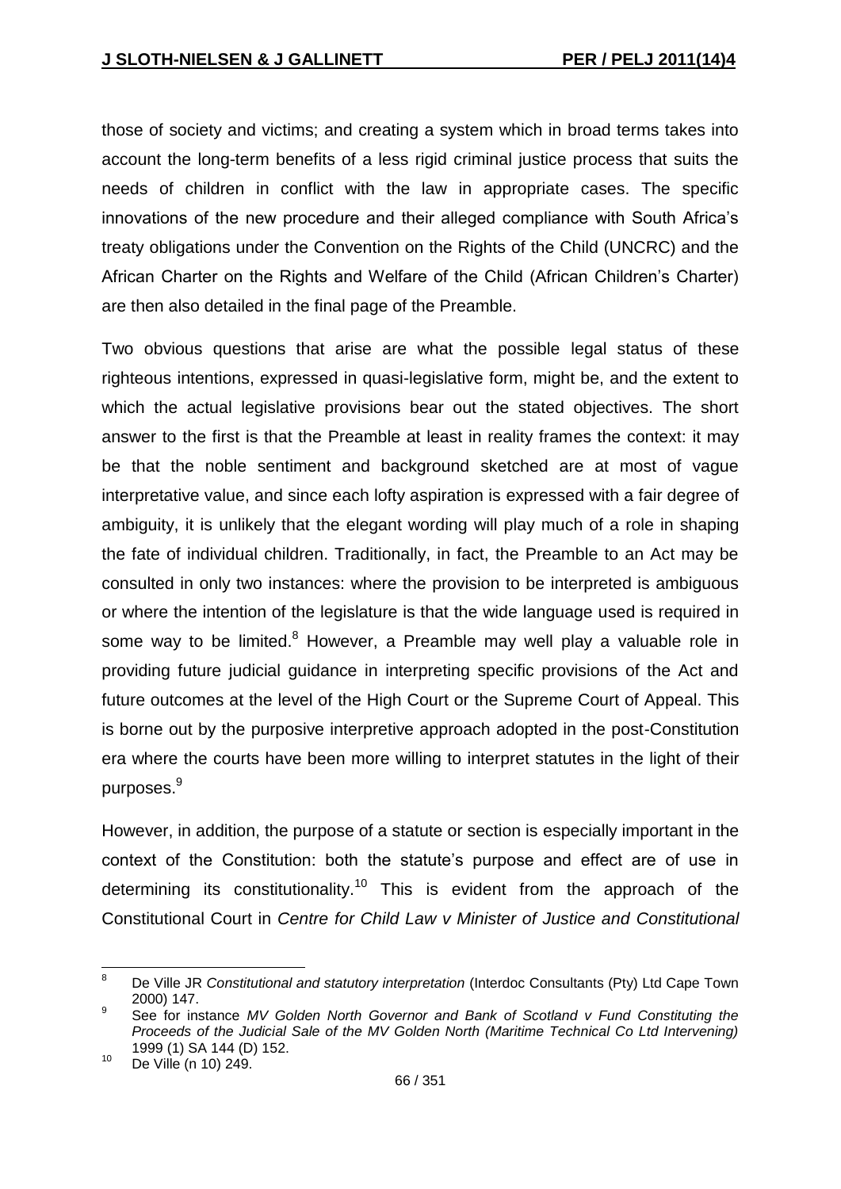those of society and victims; and creating a system which in broad terms takes into account the long-term benefits of a less rigid criminal justice process that suits the needs of children in conflict with the law in appropriate cases. The specific innovations of the new procedure and their alleged compliance with South Africa's treaty obligations under the Convention on the Rights of the Child (UNCRC) and the African Charter on the Rights and Welfare of the Child (African Children's Charter) are then also detailed in the final page of the Preamble.

Two obvious questions that arise are what the possible legal status of these righteous intentions, expressed in quasi-legislative form, might be, and the extent to which the actual legislative provisions bear out the stated objectives. The short answer to the first is that the Preamble at least in reality frames the context: it may be that the noble sentiment and background sketched are at most of vague interpretative value, and since each lofty aspiration is expressed with a fair degree of ambiguity, it is unlikely that the elegant wording will play much of a role in shaping the fate of individual children. Traditionally, in fact, the Preamble to an Act may be consulted in only two instances: where the provision to be interpreted is ambiguous or where the intention of the legislature is that the wide language used is required in some way to be limited.[8] However, a Preamble may well play a valuable role in providing future judicial guidance in interpreting specific provisions of the Act and future outcomes at the level of the High Court or the Supreme Court of Appeal. This is borne out by the purposive interpretive approach adopted in the post-Constitution era where the courts have been more willing to interpret statutes in the light of their purposes.[9]

However, in addition, the purpose of a statute or section is especially important in the context of the Constitution: both the statute's purpose and effect are of use in determining its constitutionality.[10] This is evident from the approach of the Constitutional Court in *Centre for Child Law v Minister of Justice and Constitutional*

---

[8] De Ville JR *Constitutional and statutory interpretation* (Interdoc Consultants (Pty) Ltd Cape Town 2000) 147.

[9] See for instance *MV Golden North Governor and Bank of Scotland v Fund Constituting the Proceeds of the Judicial Sale of the MV Golden North (Maritime Technical Co Ltd Intervening)* 1999 (1) SA 144 (D) 152.

[10] De Ville (n 10) 249.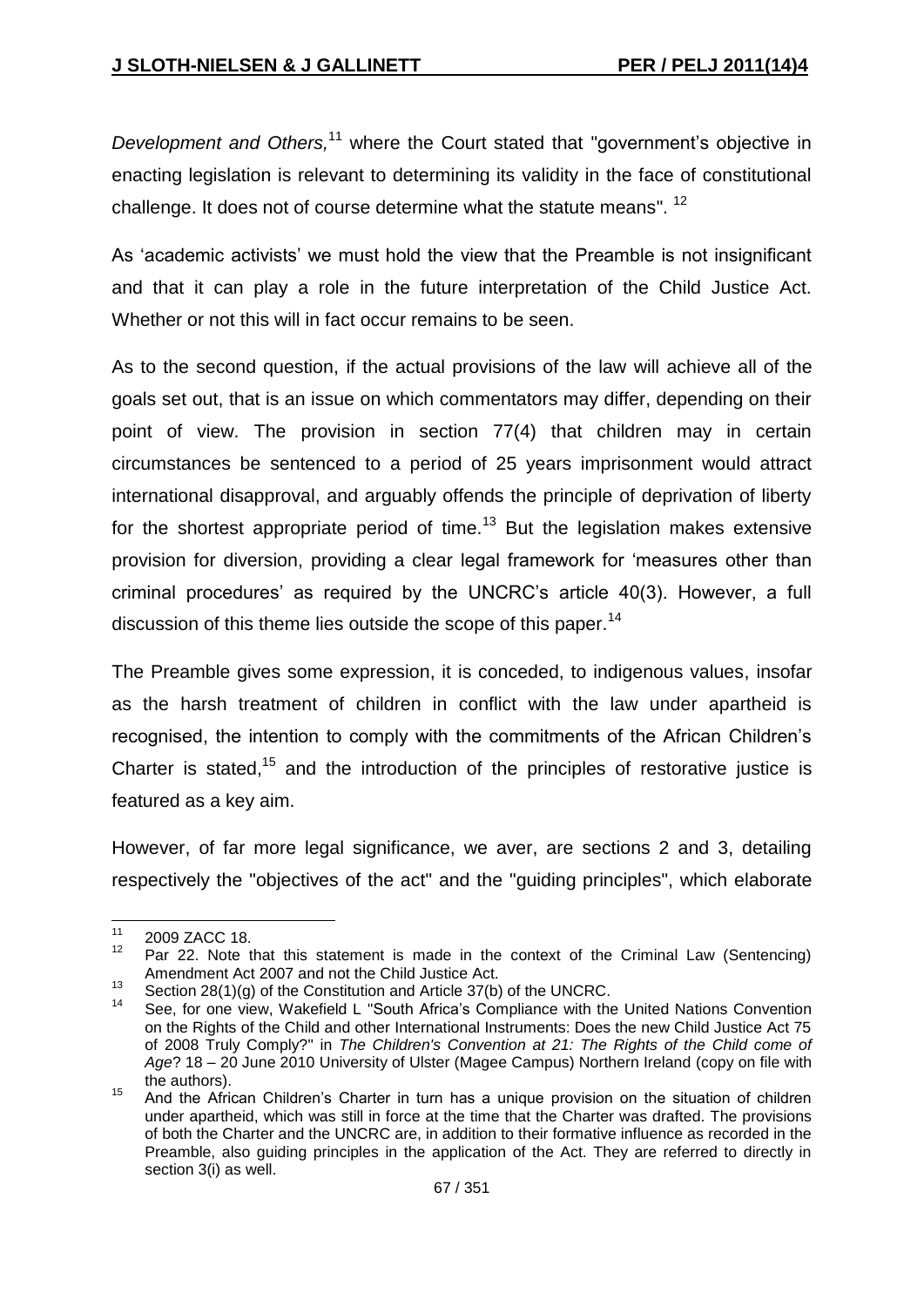*Development and Others,*[11] where the Court stated that "government's objective in enacting legislation is relevant to determining its validity in the face of constitutional challenge. It does not of course determine what the statute means". [12]

As 'academic activists' we must hold the view that the Preamble is not insignificant and that it can play a role in the future interpretation of the Child Justice Act. Whether or not this will in fact occur remains to be seen.

As to the second question, if the actual provisions of the law will achieve all of the goals set out, that is an issue on which commentators may differ, depending on their point of view. The provision in section 77(4) that children may in certain circumstances be sentenced to a period of 25 years imprisonment would attract international disapproval, and arguably offends the principle of deprivation of liberty for the shortest appropriate period of time.[13] But the legislation makes extensive provision for diversion, providing a clear legal framework for 'measures other than criminal procedures' as required by the UNCRC's article 40(3). However, a full discussion of this theme lies outside the scope of this paper.[14]

The Preamble gives some expression, it is conceded, to indigenous values, insofar as the harsh treatment of children in conflict with the law under apartheid is recognised, the intention to comply with the commitments of the African Children's Charter is stated,[15] and the introduction of the principles of restorative justice is featured as a key aim.

However, of far more legal significance, we aver, are sections 2 and 3, detailing respectively the "objectives of the act" and the "guiding principles", which elaborate

---

[11] 2009 ZACC 18.

[12] Par 22. Note that this statement is made in the context of the Criminal Law (Sentencing) Amendment Act 2007 and not the Child Justice Act.

[13] Section 28(1)(g) of the Constitution and Article 37(b) of the UNCRC.

[14] See, for one view, Wakefield L "South Africa's Compliance with the United Nations Convention on the Rights of the Child and other International Instruments: Does the new Child Justice Act 75 of 2008 Truly Comply?" in *The Children's Convention at 21: The Rights of the Child come of Age*? 18 – 20 June 2010 University of Ulster (Magee Campus) Northern Ireland (copy on file with the authors).

[15] And the African Children's Charter in turn has a unique provision on the situation of children under apartheid, which was still in force at the time that the Charter was drafted. The provisions of both the Charter and the UNCRC are, in addition to their formative influence as recorded in the Preamble, also guiding principles in the application of the Act. They are referred to directly in section 3(i) as well.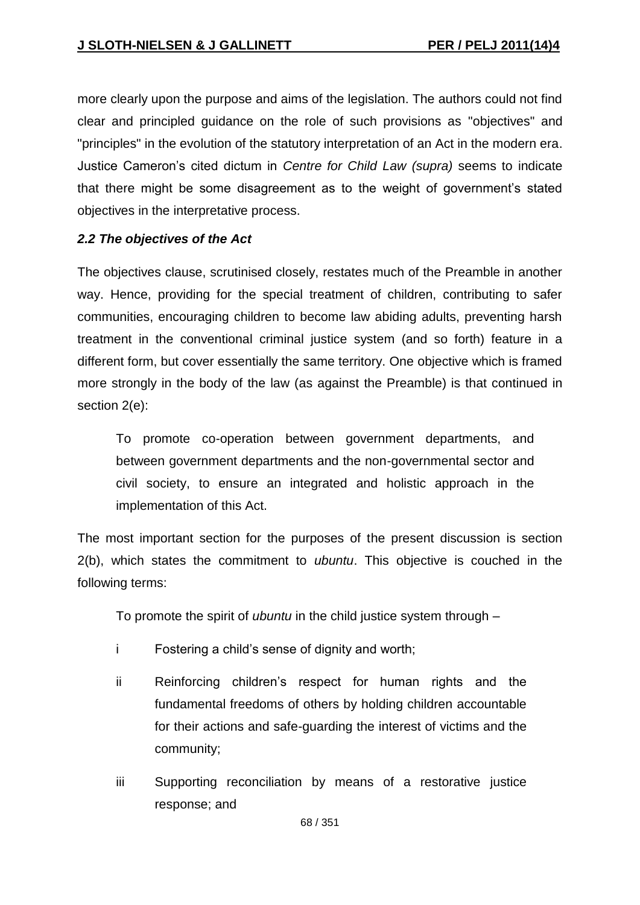more clearly upon the purpose and aims of the legislation. The authors could not find clear and principled guidance on the role of such provisions as "objectives" and "principles" in the evolution of the statutory interpretation of an Act in the modern era. Justice Cameron's cited dictum in *Centre for Child Law (supra)* seems to indicate that there might be some disagreement as to the weight of government's stated objectives in the interpretative process.

### *2.2 The objectives of the Act*

The objectives clause, scrutinised closely, restates much of the Preamble in another way. Hence, providing for the special treatment of children, contributing to safer communities, encouraging children to become law abiding adults, preventing harsh treatment in the conventional criminal justice system (and so forth) feature in a different form, but cover essentially the same territory. One objective which is framed more strongly in the body of the law (as against the Preamble) is that continued in section 2(e):

> To promote co-operation between government departments, and between government departments and the non-governmental sector and civil society, to ensure an integrated and holistic approach in the implementation of this Act.

The most important section for the purposes of the present discussion is section 2(b), which states the commitment to *ubuntu*. This objective is couched in the following terms:

> To promote the spirit of *ubuntu* in the child justice system through –
>
> i Fostering a child's sense of dignity and worth;
>
> ii Reinforcing children's respect for human rights and the fundamental freedoms of others by holding children accountable for their actions and safe-guarding the interest of victims and the community;
>
> iii Supporting reconciliation by means of a restorative justice response; and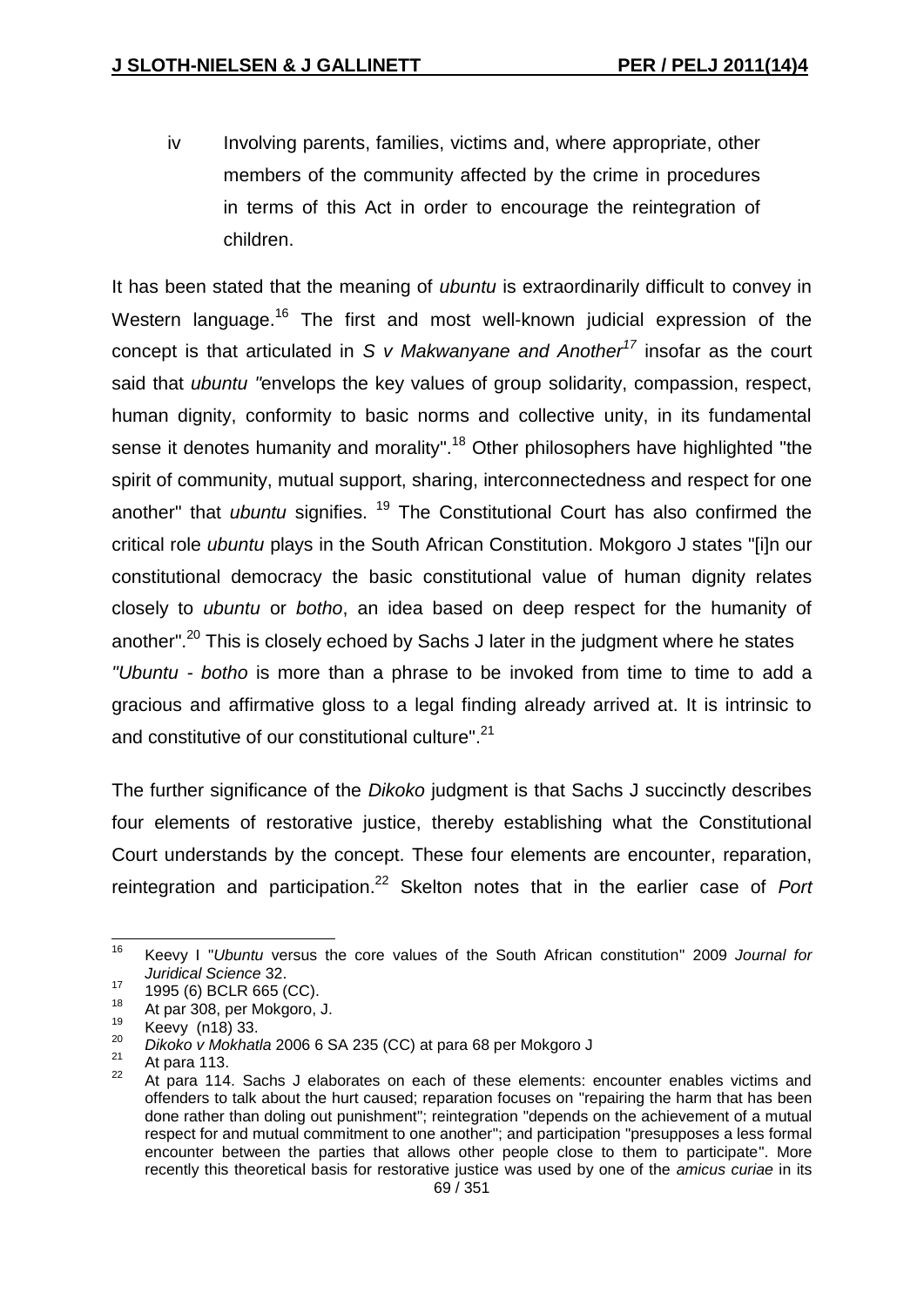iv Involving parents, families, victims and, where appropriate, other members of the community affected by the crime in procedures in terms of this Act in order to encourage the reintegration of children.

It has been stated that the meaning of *ubuntu* is extraordinarily difficult to convey in Western language.[16] The first and most well-known judicial expression of the concept is that articulated in *S v Makwanyane and Another*[17] insofar as the court said that *ubuntu* "envelops the key values of group solidarity, compassion, respect, human dignity, conformity to basic norms and collective unity, in its fundamental sense it denotes humanity and morality".[18] Other philosophers have highlighted "the spirit of community, mutual support, sharing, interconnectedness and respect for one another" that *ubuntu* signifies. [19] The Constitutional Court has also confirmed the critical role *ubuntu* plays in the South African Constitution. Mokgoro J states "[i]n our constitutional democracy the basic constitutional value of human dignity relates closely to *ubuntu* or *botho*, an idea based on deep respect for the humanity of another".[20] This is closely echoed by Sachs J later in the judgment where he states *"Ubuntu - botho* is more than a phrase to be invoked from time to time to add a gracious and affirmative gloss to a legal finding already arrived at. It is intrinsic to and constitutive of our constitutional culture".[21]

The further significance of the *Dikoko* judgment is that Sachs J succinctly describes four elements of restorative justice, thereby establishing what the Constitutional Court understands by the concept. These four elements are encounter, reparation, reintegration and participation.[22] Skelton notes that in the earlier case of *Port*

---

16 Keevy I "*Ubuntu* versus the core values of the South African constitution" 2009 *Journal for Juridical Science* 32.

17 1995 (6) BCLR 665 (CC).

18 At par 308, per Mokgoro, J.

19 Keevy (n18) 33.

20 *Dikoko v Mokhatla* 2006 6 SA 235 (CC) at para 68 per Mokgoro J

21 At para 113.

22 At para 114. Sachs J elaborates on each of these elements: encounter enables victims and offenders to talk about the hurt caused; reparation focuses on "repairing the harm that has been done rather than doling out punishment"; reintegration "depends on the achievement of a mutual respect for and mutual commitment to one another"; and participation "presupposes a less formal encounter between the parties that allows other people close to them to participate". More recently this theoretical basis for restorative justice was used by one of the *amicus curiae* in its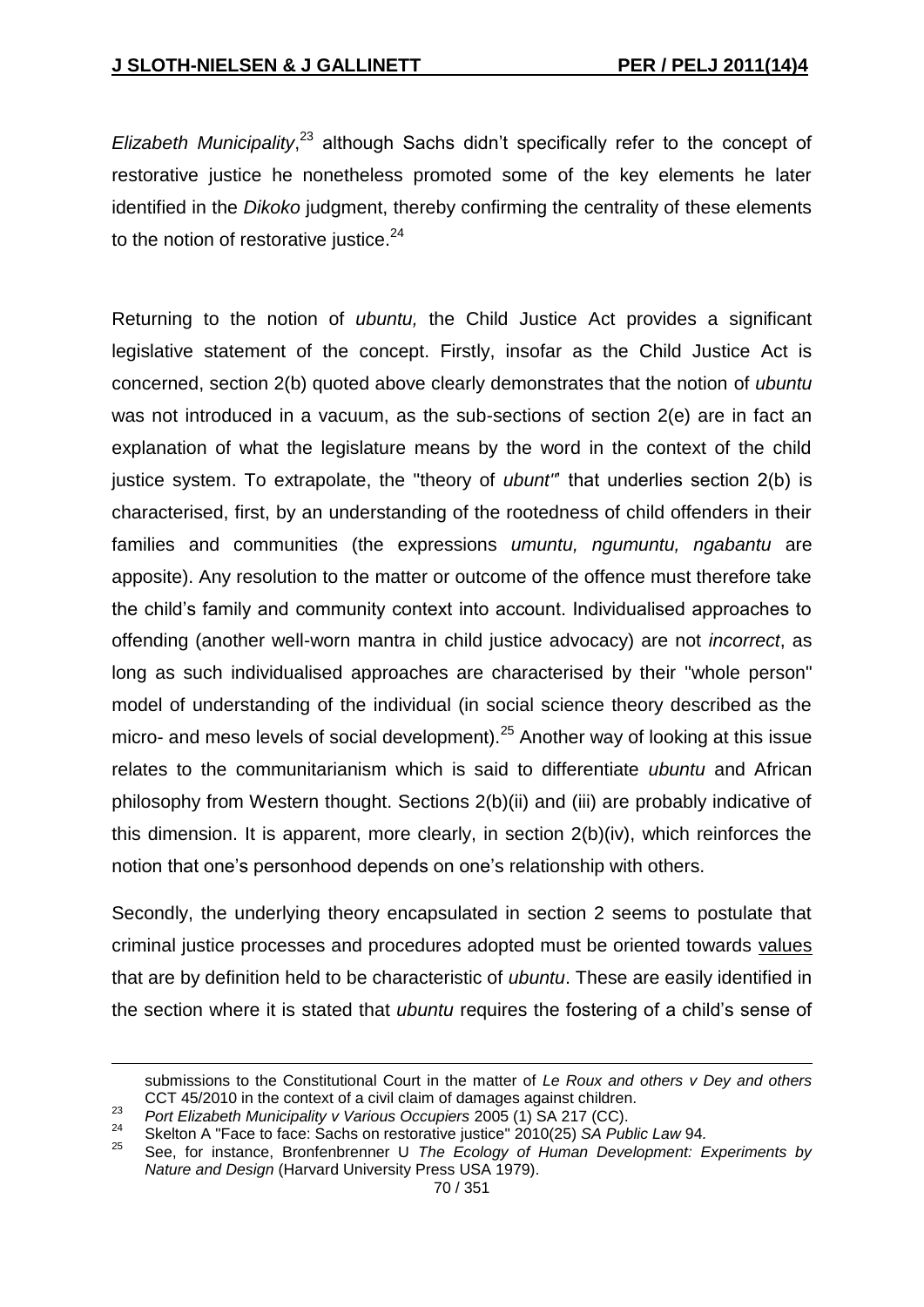*Elizabeth Municipality*,[23] although Sachs didn't specifically refer to the concept of restorative justice he nonetheless promoted some of the key elements he later identified in the *Dikoko* judgment, thereby confirming the centrality of these elements to the notion of restorative justice.[24]

Returning to the notion of *ubuntu,* the Child Justice Act provides a significant legislative statement of the concept. Firstly, insofar as the Child Justice Act is concerned, section 2(b) quoted above clearly demonstrates that the notion of *ubuntu* was not introduced in a vacuum, as the sub-sections of section 2(e) are in fact an explanation of what the legislature means by the word in the context of the child justice system. To extrapolate, the "theory of *ubunt'*" that underlies section 2(b) is characterised, first, by an understanding of the rootedness of child offenders in their families and communities (the expressions *umuntu, ngumuntu, ngabantu* are apposite). Any resolution to the matter or outcome of the offence must therefore take the child's family and community context into account. Individualised approaches to offending (another well-worn mantra in child justice advocacy) are not *incorrect*, as long as such individualised approaches are characterised by their "whole person" model of understanding of the individual (in social science theory described as the micro- and meso levels of social development).[25] Another way of looking at this issue relates to the communitarianism which is said to differentiate *ubuntu* and African philosophy from Western thought. Sections 2(b)(ii) and (iii) are probably indicative of this dimension. It is apparent, more clearly, in section 2(b)(iv), which reinforces the notion that one's personhood depends on one's relationship with others.

Secondly, the underlying theory encapsulated in section 2 seems to postulate that criminal justice processes and procedures adopted must be oriented towards values that are by definition held to be characteristic of *ubuntu*. These are easily identified in the section where it is stated that *ubuntu* requires the fostering of a child's sense of

---

submissions to the Constitutional Court in the matter of *Le Roux and others v Dey and others* CCT 45/2010 in the context of a civil claim of damages against children.

23 *Port Elizabeth Municipality v Various Occupiers* 2005 (1) SA 217 (CC).

24 Skelton A "Face to face: Sachs on restorative justice" 2010(25) *SA Public Law* 94.

25 See, for instance, Bronfenbrenner U *The Ecology of Human Development: Experiments by Nature and Design* (Harvard University Press USA 1979).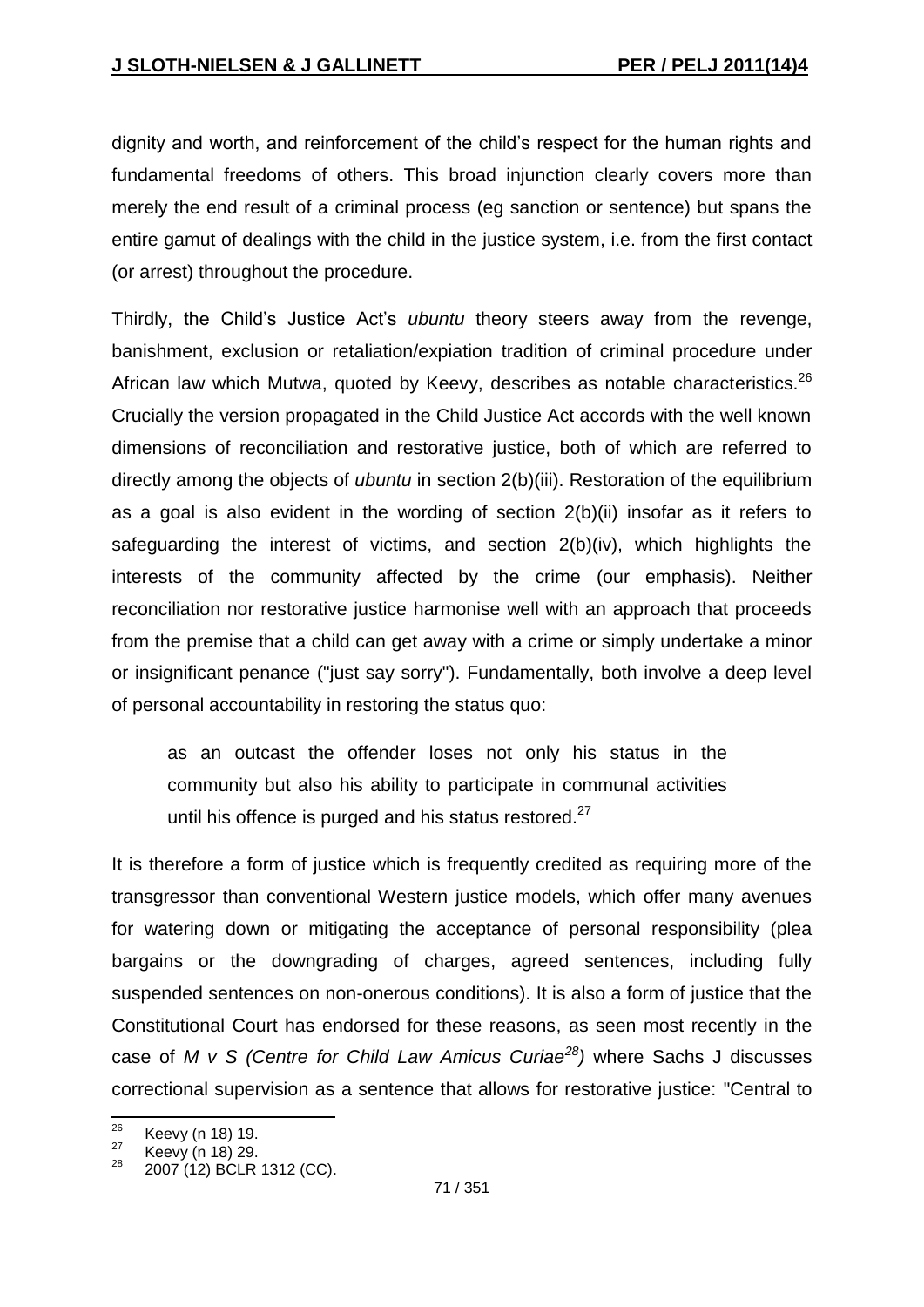dignity and worth, and reinforcement of the child's respect for the human rights and fundamental freedoms of others. This broad injunction clearly covers more than merely the end result of a criminal process (eg sanction or sentence) but spans the entire gamut of dealings with the child in the justice system, i.e. from the first contact (or arrest) throughout the procedure.

Thirdly, the Child's Justice Act's *ubuntu* theory steers away from the revenge, banishment, exclusion or retaliation/expiation tradition of criminal procedure under African law which Mutwa, quoted by Keevy, describes as notable characteristics.[26] Crucially the version propagated in the Child Justice Act accords with the well known dimensions of reconciliation and restorative justice, both of which are referred to directly among the objects of *ubuntu* in section 2(b)(iii). Restoration of the equilibrium as a goal is also evident in the wording of section 2(b)(ii) insofar as it refers to safeguarding the interest of victims, and section 2(b)(iv), which highlights the interests of the community <u>affected by the crime</u> (our emphasis). Neither reconciliation nor restorative justice harmonise well with an approach that proceeds from the premise that a child can get away with a crime or simply undertake a minor or insignificant penance ("just say sorry"). Fundamentally, both involve a deep level of personal accountability in restoring the status quo:

> as an outcast the offender loses not only his status in the community but also his ability to participate in communal activities until his offence is purged and his status restored.[27]

It is therefore a form of justice which is frequently credited as requiring more of the transgressor than conventional Western justice models, which offer many avenues for watering down or mitigating the acceptance of personal responsibility (plea bargains or the downgrading of charges, agreed sentences, including fully suspended sentences on non-onerous conditions). It is also a form of justice that the Constitutional Court has endorsed for these reasons, as seen most recently in the case of *M v S (Centre for Child Law Amicus Curiae*[28]*)* where Sachs J discusses correctional supervision as a sentence that allows for restorative justice: "Central to

---

[26] Keevy (n 18) 19.

[27] Keevy (n 18) 29.

[28] 2007 (12) BCLR 1312 (CC).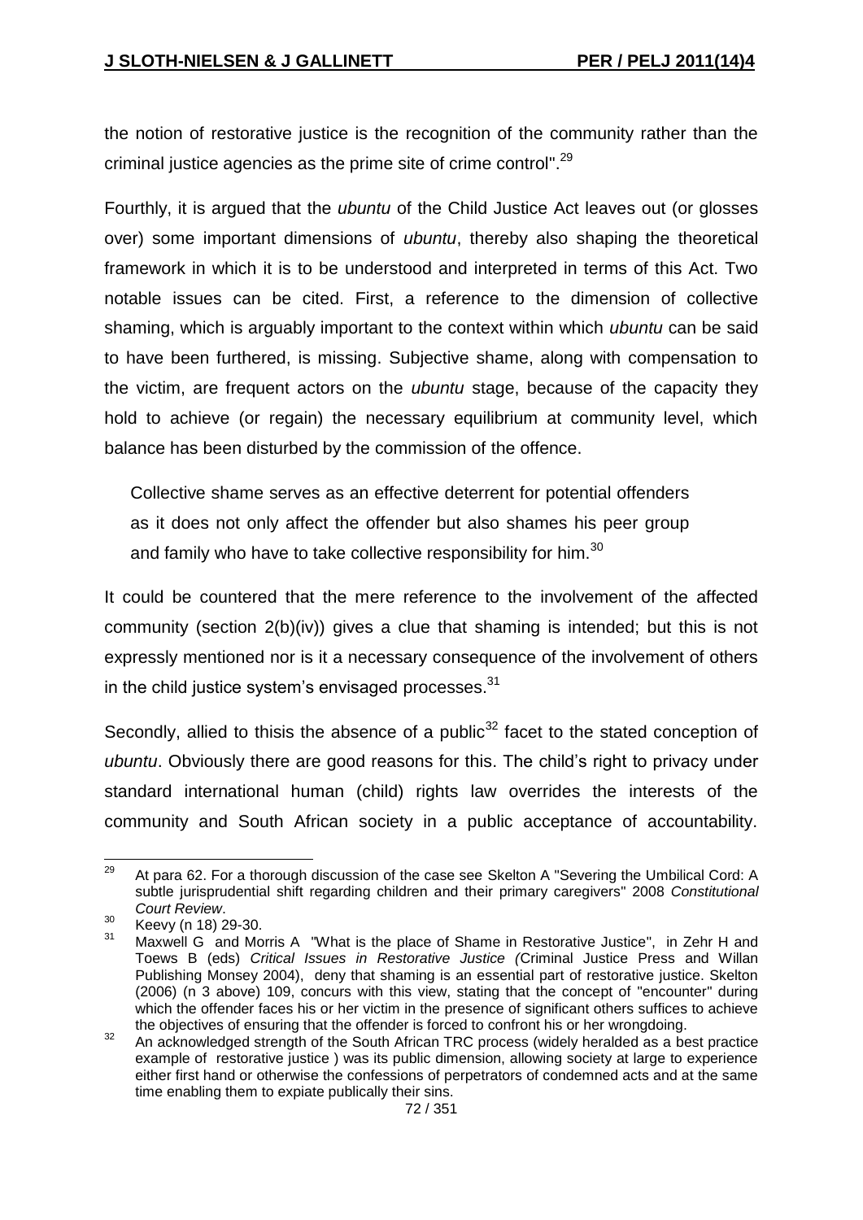the notion of restorative justice is the recognition of the community rather than the criminal justice agencies as the prime site of crime control".[29]

Fourthly, it is argued that the *ubuntu* of the Child Justice Act leaves out (or glosses over) some important dimensions of *ubuntu*, thereby also shaping the theoretical framework in which it is to be understood and interpreted in terms of this Act. Two notable issues can be cited. First, a reference to the dimension of collective shaming, which is arguably important to the context within which *ubuntu* can be said to have been furthered, is missing. Subjective shame, along with compensation to the victim, are frequent actors on the *ubuntu* stage, because of the capacity they hold to achieve (or regain) the necessary equilibrium at community level, which balance has been disturbed by the commission of the offence.

> Collective shame serves as an effective deterrent for potential offenders as it does not only affect the offender but also shames his peer group and family who have to take collective responsibility for him.[30]

It could be countered that the mere reference to the involvement of the affected community (section 2(b)(iv)) gives a clue that shaming is intended; but this is not expressly mentioned nor is it a necessary consequence of the involvement of others in the child justice system's envisaged processes.[31]

Secondly, allied to thisis the absence of a public[32] facet to the stated conception of *ubuntu*. Obviously there are good reasons for this. The child's right to privacy under standard international human (child) rights law overrides the interests of the community and South African society in a public acceptance of accountability.

---

[29] At para 62. For a thorough discussion of the case see Skelton A "Severing the Umbilical Cord: A subtle jurisprudential shift regarding children and their primary caregivers" 2008 *Constitutional Court Review*.

[30] Keevy (n 18) 29-30.

[31] Maxwell G and Morris A "What is the place of Shame in Restorative Justice", in Zehr H and Toews B (eds) *Critical Issues in Restorative Justice (*Criminal Justice Press and Willan Publishing Monsey 2004), deny that shaming is an essential part of restorative justice. Skelton (2006) (n 3 above) 109, concurs with this view, stating that the concept of "encounter" during which the offender faces his or her victim in the presence of significant others suffices to achieve the objectives of ensuring that the offender is forced to confront his or her wrongdoing.

[32] An acknowledged strength of the South African TRC process (widely heralded as a best practice example of restorative justice ) was its public dimension, allowing society at large to experience either first hand or otherwise the confessions of perpetrators of condemned acts and at the same time enabling them to expiate publically their sins.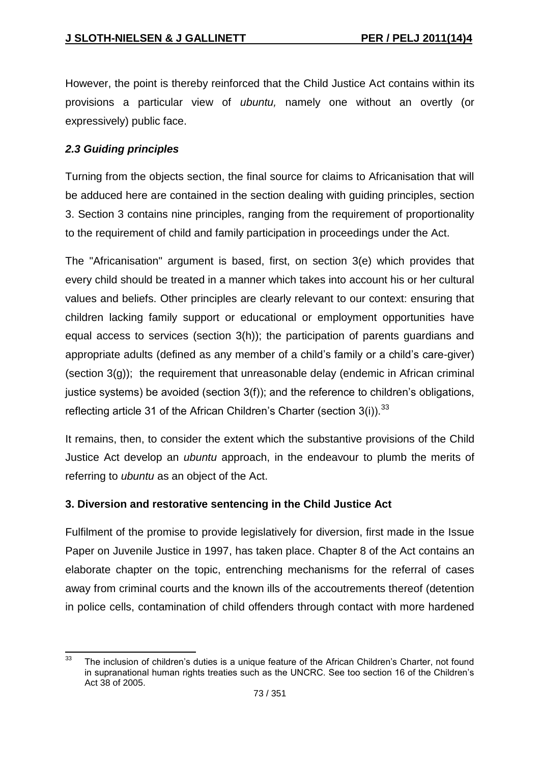However, the point is thereby reinforced that the Child Justice Act contains within its provisions a particular view of *ubuntu,* namely one without an overtly (or expressively) public face.

### *2.3 Guiding principles*

Turning from the objects section, the final source for claims to Africanisation that will be adduced here are contained in the section dealing with guiding principles, section 3. Section 3 contains nine principles, ranging from the requirement of proportionality to the requirement of child and family participation in proceedings under the Act.

The "Africanisation" argument is based, first, on section 3(e) which provides that every child should be treated in a manner which takes into account his or her cultural values and beliefs. Other principles are clearly relevant to our context: ensuring that children lacking family support or educational or employment opportunities have equal access to services (section 3(h)); the participation of parents guardians and appropriate adults (defined as any member of a child's family or a child's care-giver) (section 3(g)); the requirement that unreasonable delay (endemic in African criminal justice systems) be avoided (section 3(f)); and the reference to children's obligations, reflecting article 31 of the African Children's Charter (section 3(i)).[33]

It remains, then, to consider the extent which the substantive provisions of the Child Justice Act develop an *ubuntu* approach, in the endeavour to plumb the merits of referring to *ubuntu* as an object of the Act.

## 3. Diversion and restorative sentencing in the Child Justice Act

Fulfilment of the promise to provide legislatively for diversion, first made in the Issue Paper on Juvenile Justice in 1997, has taken place. Chapter 8 of the Act contains an elaborate chapter on the topic, entrenching mechanisms for the referral of cases away from criminal courts and the known ills of the accoutrements thereof (detention in police cells, contamination of child offenders through contact with more hardened

---

[33] The inclusion of children's duties is a unique feature of the African Children's Charter, not found in supranational human rights treaties such as the UNCRC. See too section 16 of the Children's Act 38 of 2005.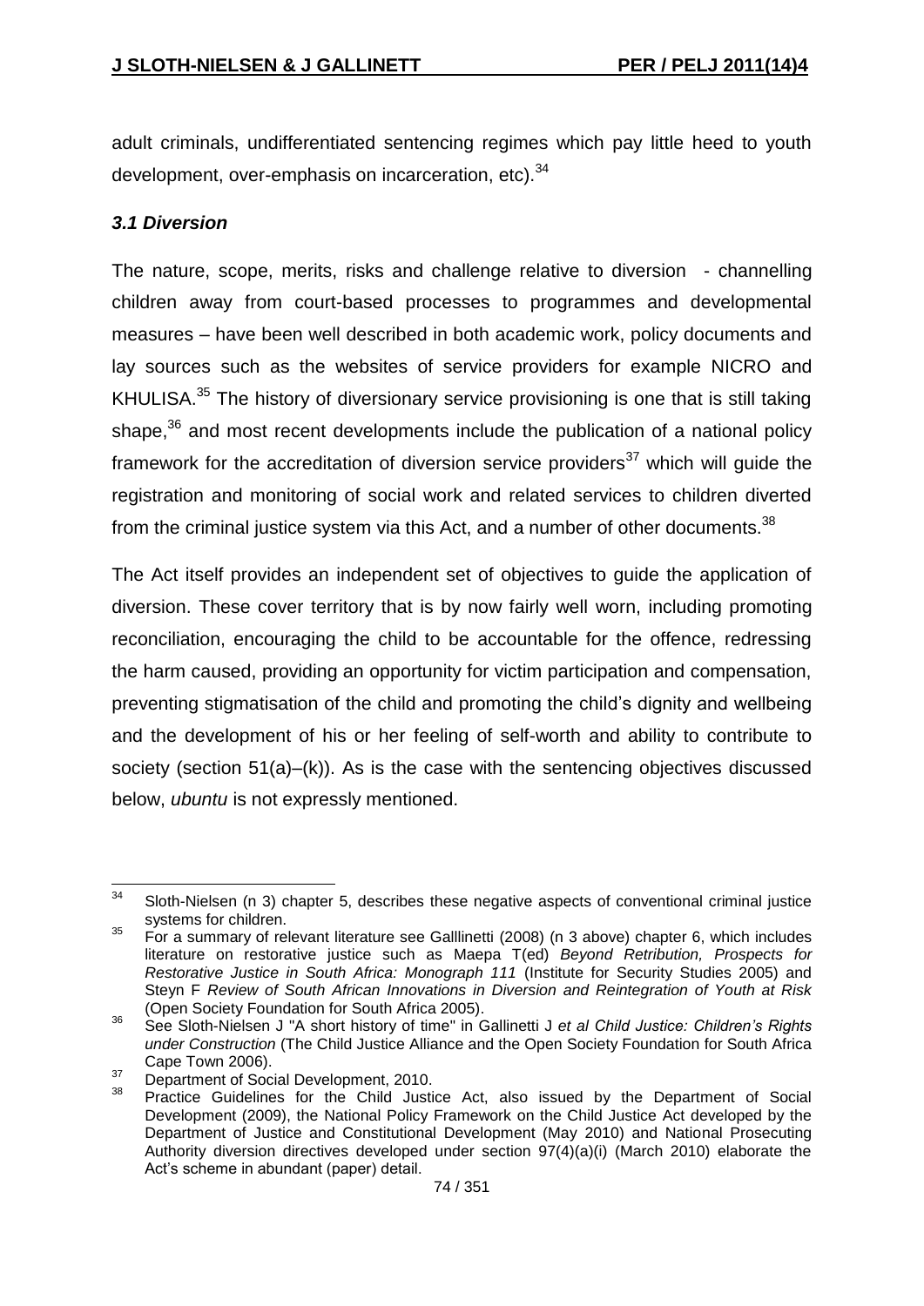adult criminals, undifferentiated sentencing regimes which pay little heed to youth development, over-emphasis on incarceration, etc).[34]

### *3.1 Diversion*

The nature, scope, merits, risks and challenge relative to diversion - channelling children away from court-based processes to programmes and developmental measures – have been well described in both academic work, policy documents and lay sources such as the websites of service providers for example NICRO and KHULISA.[35] The history of diversionary service provisioning is one that is still taking shape,[36] and most recent developments include the publication of a national policy framework for the accreditation of diversion service providers[37] which will guide the registration and monitoring of social work and related services to children diverted from the criminal justice system via this Act, and a number of other documents.[38]

The Act itself provides an independent set of objectives to guide the application of diversion. These cover territory that is by now fairly well worn, including promoting reconciliation, encouraging the child to be accountable for the offence, redressing the harm caused, providing an opportunity for victim participation and compensation, preventing stigmatisation of the child and promoting the child's dignity and wellbeing and the development of his or her feeling of self-worth and ability to contribute to society (section 51(a)–(k)). As is the case with the sentencing objectives discussed below, *ubuntu* is not expressly mentioned.

---

34 Sloth-Nielsen (n 3) chapter 5, describes these negative aspects of conventional criminal justice systems for children.

35 For a summary of relevant literature see Galllinetti (2008) (n 3 above) chapter 6, which includes literature on restorative justice such as Maepa T(ed) *Beyond Retribution, Prospects for Restorative Justice in South Africa: Monograph 111* (Institute for Security Studies 2005) and Steyn F *Review of South African Innovations in Diversion and Reintegration of Youth at Risk* (Open Society Foundation for South Africa 2005).

36 See Sloth-Nielsen J "A short history of time" in Gallinetti J *et al Child Justice: Children's Rights under Construction* (The Child Justice Alliance and the Open Society Foundation for South Africa Cape Town 2006).

37 Department of Social Development, 2010.

38 Practice Guidelines for the Child Justice Act, also issued by the Department of Social Development (2009), the National Policy Framework on the Child Justice Act developed by the Department of Justice and Constitutional Development (May 2010) and National Prosecuting Authority diversion directives developed under section 97(4)(a)(i) (March 2010) elaborate the Act's scheme in abundant (paper) detail.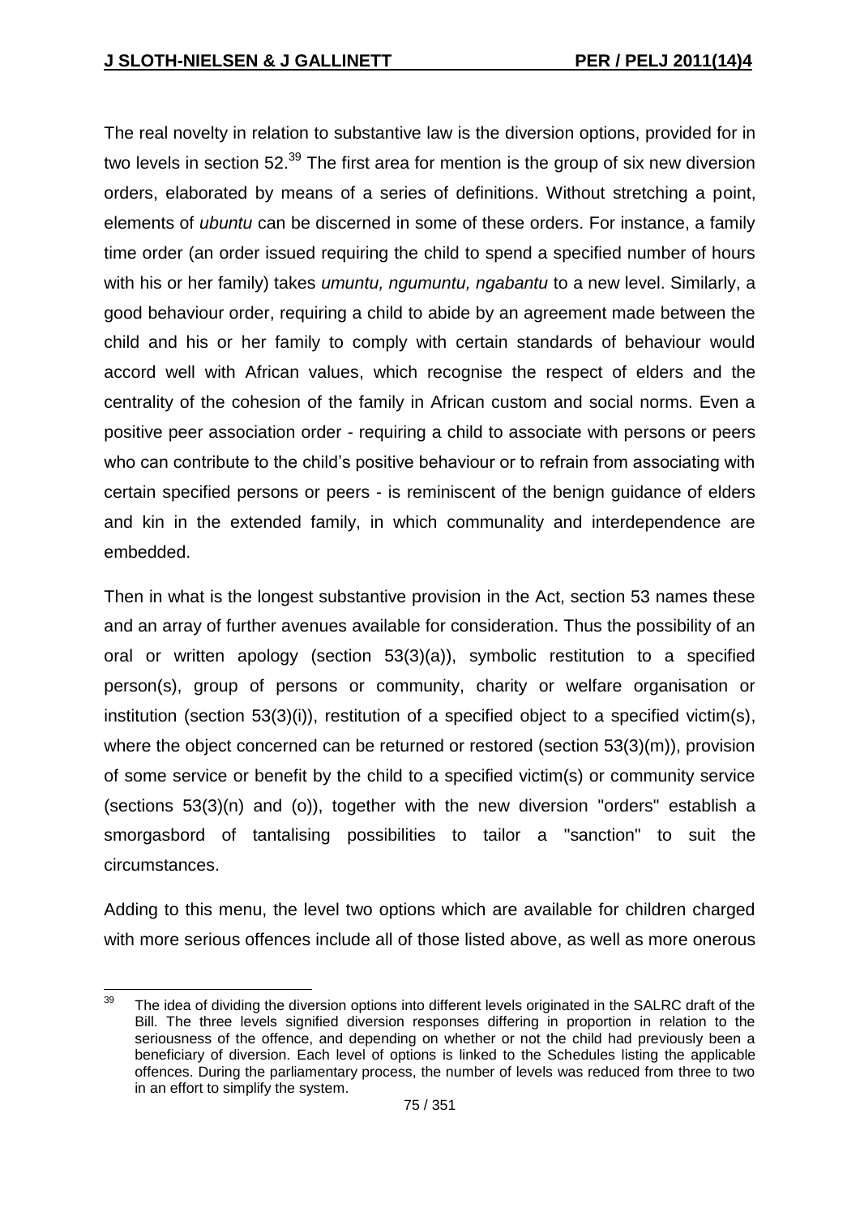The real novelty in relation to substantive law is the diversion options, provided for in two levels in section 52.[39] The first area for mention is the group of six new diversion orders, elaborated by means of a series of definitions. Without stretching a point, elements of *ubuntu* can be discerned in some of these orders. For instance, a family time order (an order issued requiring the child to spend a specified number of hours with his or her family) takes *umuntu, ngumuntu, ngabantu* to a new level. Similarly, a good behaviour order, requiring a child to abide by an agreement made between the child and his or her family to comply with certain standards of behaviour would accord well with African values, which recognise the respect of elders and the centrality of the cohesion of the family in African custom and social norms. Even a positive peer association order - requiring a child to associate with persons or peers who can contribute to the child's positive behaviour or to refrain from associating with certain specified persons or peers - is reminiscent of the benign guidance of elders and kin in the extended family, in which communality and interdependence are embedded.

Then in what is the longest substantive provision in the Act, section 53 names these and an array of further avenues available for consideration. Thus the possibility of an oral or written apology (section 53(3)(a)), symbolic restitution to a specified person(s), group of persons or community, charity or welfare organisation or institution (section 53(3)(i)), restitution of a specified object to a specified victim(s), where the object concerned can be returned or restored (section 53(3)(m)), provision of some service or benefit by the child to a specified victim(s) or community service (sections 53(3)(n) and (o)), together with the new diversion "orders" establish a smorgasbord of tantalising possibilities to tailor a "sanction" to suit the circumstances.

Adding to this menu, the level two options which are available for children charged with more serious offences include all of those listed above, as well as more onerous

---

[39] The idea of dividing the diversion options into different levels originated in the SALRC draft of the Bill. The three levels signified diversion responses differing in proportion in relation to the seriousness of the offence, and depending on whether or not the child had previously been a beneficiary of diversion. Each level of options is linked to the Schedules listing the applicable offences. During the parliamentary process, the number of levels was reduced from three to two in an effort to simplify the system.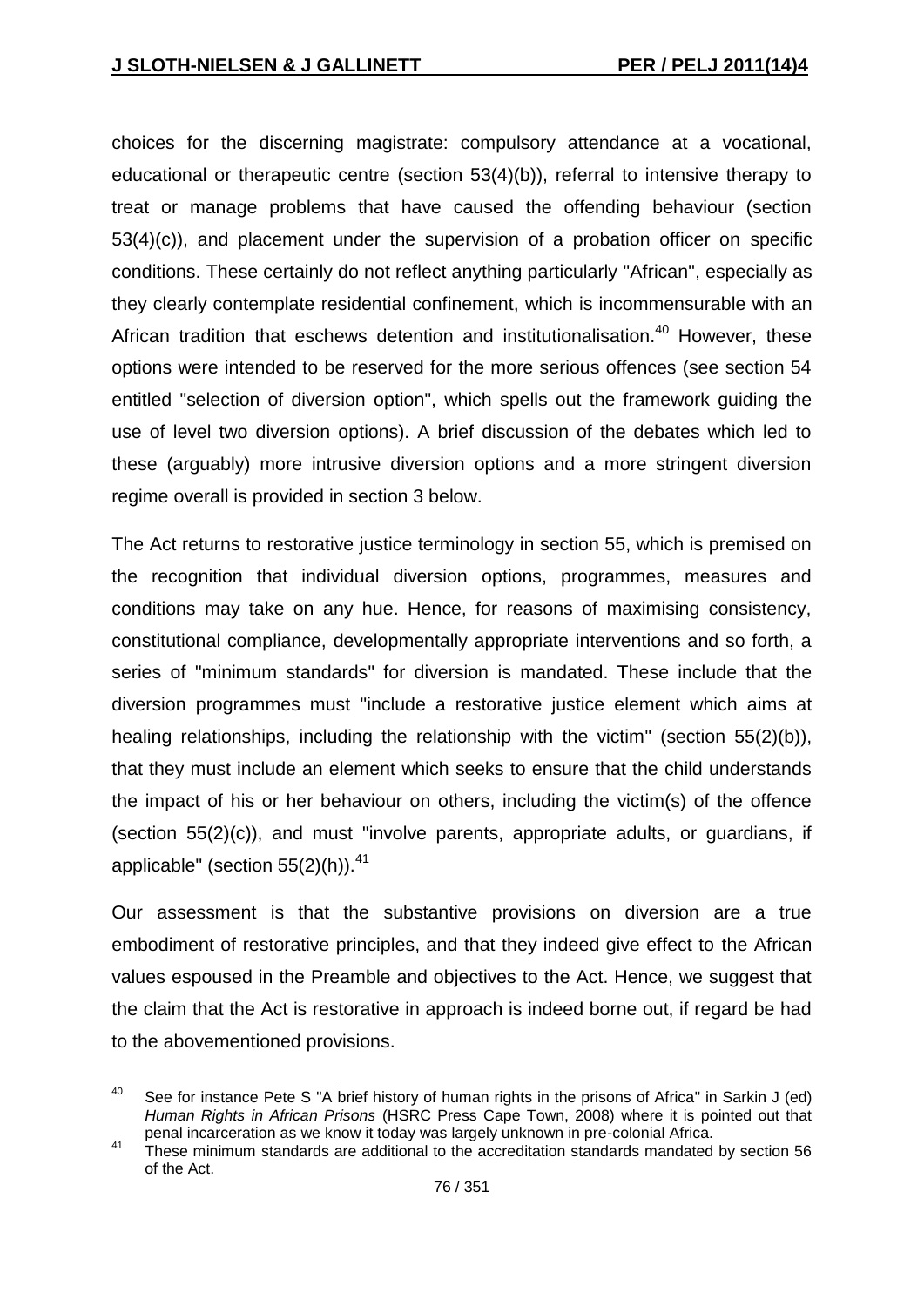choices for the discerning magistrate: compulsory attendance at a vocational, educational or therapeutic centre (section 53(4)(b)), referral to intensive therapy to treat or manage problems that have caused the offending behaviour (section 53(4)(c)), and placement under the supervision of a probation officer on specific conditions. These certainly do not reflect anything particularly "African", especially as they clearly contemplate residential confinement, which is incommensurable with an African tradition that eschews detention and institutionalisation.[40] However, these options were intended to be reserved for the more serious offences (see section 54 entitled "selection of diversion option", which spells out the framework guiding the use of level two diversion options). A brief discussion of the debates which led to these (arguably) more intrusive diversion options and a more stringent diversion regime overall is provided in section 3 below.

The Act returns to restorative justice terminology in section 55, which is premised on the recognition that individual diversion options, programmes, measures and conditions may take on any hue. Hence, for reasons of maximising consistency, constitutional compliance, developmentally appropriate interventions and so forth, a series of "minimum standards" for diversion is mandated. These include that the diversion programmes must "include a restorative justice element which aims at healing relationships, including the relationship with the victim" (section 55(2)(b)), that they must include an element which seeks to ensure that the child understands the impact of his or her behaviour on others, including the victim(s) of the offence (section 55(2)(c)), and must "involve parents, appropriate adults, or guardians, if applicable" (section 55(2)(h)).[41]

Our assessment is that the substantive provisions on diversion are a true embodiment of restorative principles, and that they indeed give effect to the African values espoused in the Preamble and objectives to the Act. Hence, we suggest that the claim that the Act is restorative in approach is indeed borne out, if regard be had to the abovementioned provisions.

---

[40] See for instance Pete S "A brief history of human rights in the prisons of Africa" in Sarkin J (ed) *Human Rights in African Prisons* (HSRC Press Cape Town, 2008) where it is pointed out that penal incarceration as we know it today was largely unknown in pre-colonial Africa.

[41] These minimum standards are additional to the accreditation standards mandated by section 56 of the Act.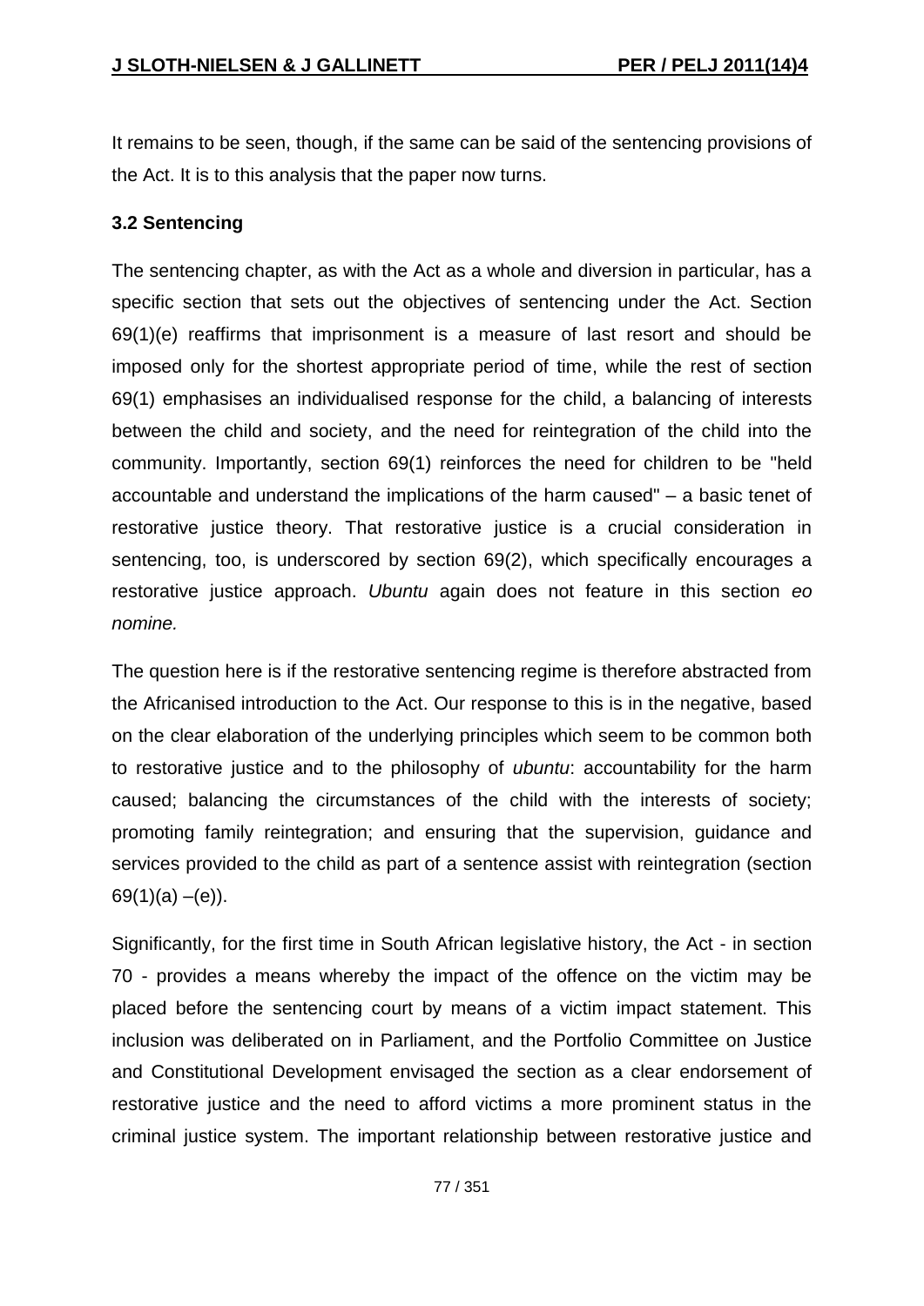It remains to be seen, though, if the same can be said of the sentencing provisions of the Act. It is to this analysis that the paper now turns.

### 3.2 Sentencing

The sentencing chapter, as with the Act as a whole and diversion in particular, has a specific section that sets out the objectives of sentencing under the Act. Section 69(1)(e) reaffirms that imprisonment is a measure of last resort and should be imposed only for the shortest appropriate period of time, while the rest of section 69(1) emphasises an individualised response for the child, a balancing of interests between the child and society, and the need for reintegration of the child into the community. Importantly, section 69(1) reinforces the need for children to be "held accountable and understand the implications of the harm caused" – a basic tenet of restorative justice theory. That restorative justice is a crucial consideration in sentencing, too, is underscored by section 69(2), which specifically encourages a restorative justice approach. *Ubuntu* again does not feature in this section *eo nomine.*

The question here is if the restorative sentencing regime is therefore abstracted from the Africanised introduction to the Act. Our response to this is in the negative, based on the clear elaboration of the underlying principles which seem to be common both to restorative justice and to the philosophy of *ubuntu*: accountability for the harm caused; balancing the circumstances of the child with the interests of society; promoting family reintegration; and ensuring that the supervision, guidance and services provided to the child as part of a sentence assist with reintegration (section 69(1)(a) –(e)).

Significantly, for the first time in South African legislative history, the Act - in section 70 - provides a means whereby the impact of the offence on the victim may be placed before the sentencing court by means of a victim impact statement. This inclusion was deliberated on in Parliament, and the Portfolio Committee on Justice and Constitutional Development envisaged the section as a clear endorsement of restorative justice and the need to afford victims a more prominent status in the criminal justice system. The important relationship between restorative justice and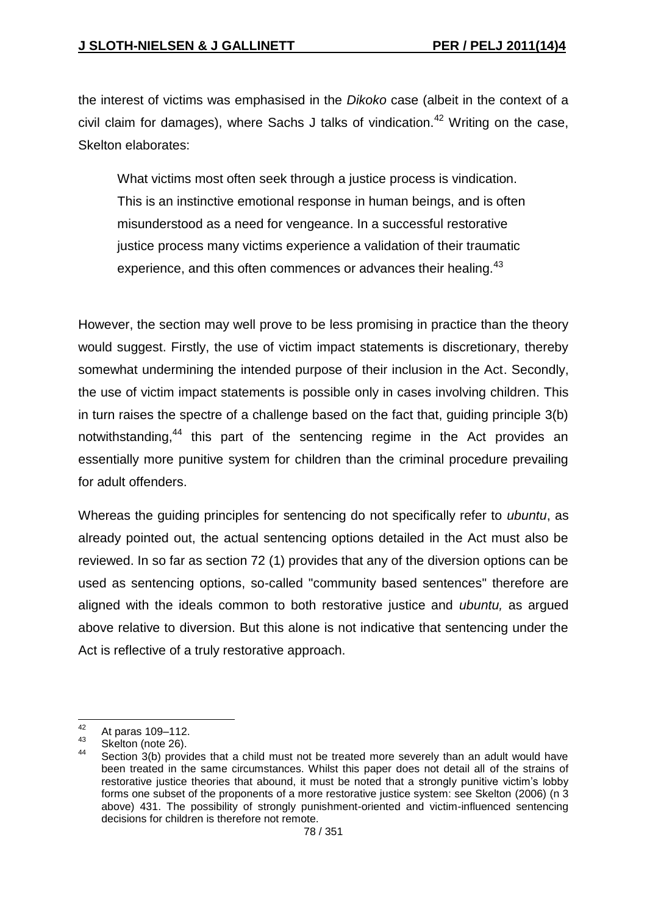the interest of victims was emphasised in the *Dikoko* case (albeit in the context of a civil claim for damages), where Sachs J talks of vindication.[42] Writing on the case, Skelton elaborates:

> What victims most often seek through a justice process is vindication. This is an instinctive emotional response in human beings, and is often misunderstood as a need for vengeance. In a successful restorative justice process many victims experience a validation of their traumatic experience, and this often commences or advances their healing.[43]

However, the section may well prove to be less promising in practice than the theory would suggest. Firstly, the use of victim impact statements is discretionary, thereby somewhat undermining the intended purpose of their inclusion in the Act. Secondly, the use of victim impact statements is possible only in cases involving children. This in turn raises the spectre of a challenge based on the fact that, guiding principle 3(b) notwithstanding,[44] this part of the sentencing regime in the Act provides an essentially more punitive system for children than the criminal procedure prevailing for adult offenders.

Whereas the guiding principles for sentencing do not specifically refer to *ubuntu*, as already pointed out, the actual sentencing options detailed in the Act must also be reviewed. In so far as section 72 (1) provides that any of the diversion options can be used as sentencing options, so-called "community based sentences" therefore are aligned with the ideals common to both restorative justice and *ubuntu,* as argued above relative to diversion. But this alone is not indicative that sentencing under the Act is reflective of a truly restorative approach.

---

[42] At paras 109–112.

[43] Skelton (note 26).

[44] Section 3(b) provides that a child must not be treated more severely than an adult would have been treated in the same circumstances. Whilst this paper does not detail all of the strains of restorative justice theories that abound, it must be noted that a strongly punitive victim's lobby forms one subset of the proponents of a more restorative justice system: see Skelton (2006) (n 3 above) 431. The possibility of strongly punishment-oriented and victim-influenced sentencing decisions for children is therefore not remote.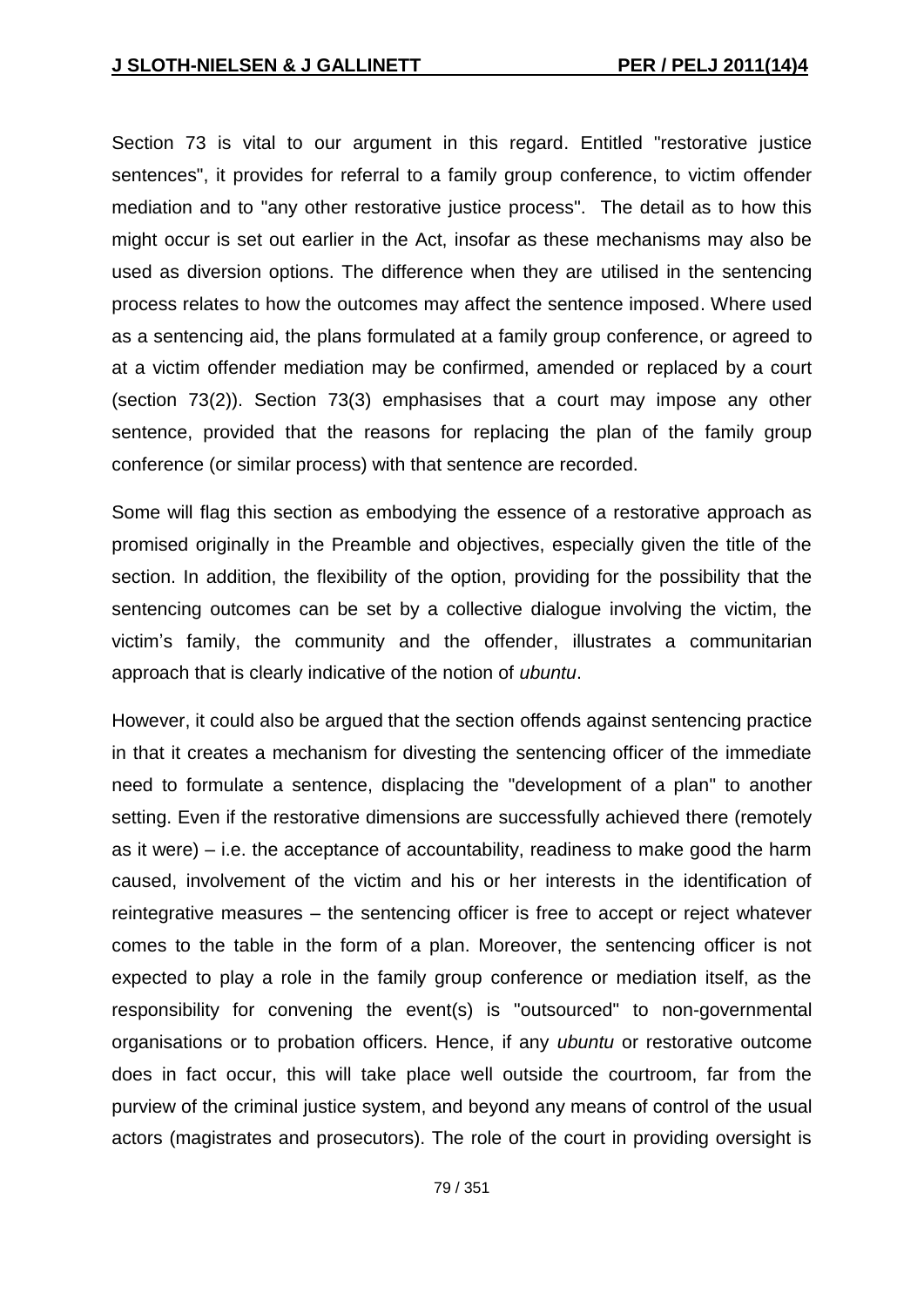Section 73 is vital to our argument in this regard. Entitled "restorative justice sentences", it provides for referral to a family group conference, to victim offender mediation and to "any other restorative justice process". The detail as to how this might occur is set out earlier in the Act, insofar as these mechanisms may also be used as diversion options. The difference when they are utilised in the sentencing process relates to how the outcomes may affect the sentence imposed. Where used as a sentencing aid, the plans formulated at a family group conference, or agreed to at a victim offender mediation may be confirmed, amended or replaced by a court (section 73(2)). Section 73(3) emphasises that a court may impose any other sentence, provided that the reasons for replacing the plan of the family group conference (or similar process) with that sentence are recorded.

Some will flag this section as embodying the essence of a restorative approach as promised originally in the Preamble and objectives, especially given the title of the section. In addition, the flexibility of the option, providing for the possibility that the sentencing outcomes can be set by a collective dialogue involving the victim, the victim's family, the community and the offender, illustrates a communitarian approach that is clearly indicative of the notion of *ubuntu*.

However, it could also be argued that the section offends against sentencing practice in that it creates a mechanism for divesting the sentencing officer of the immediate need to formulate a sentence, displacing the "development of a plan" to another setting. Even if the restorative dimensions are successfully achieved there (remotely as it were) – i.e. the acceptance of accountability, readiness to make good the harm caused, involvement of the victim and his or her interests in the identification of reintegrative measures – the sentencing officer is free to accept or reject whatever comes to the table in the form of a plan. Moreover, the sentencing officer is not expected to play a role in the family group conference or mediation itself, as the responsibility for convening the event(s) is "outsourced" to non-governmental organisations or to probation officers. Hence, if any *ubuntu* or restorative outcome does in fact occur, this will take place well outside the courtroom, far from the purview of the criminal justice system, and beyond any means of control of the usual actors (magistrates and prosecutors). The role of the court in providing oversight is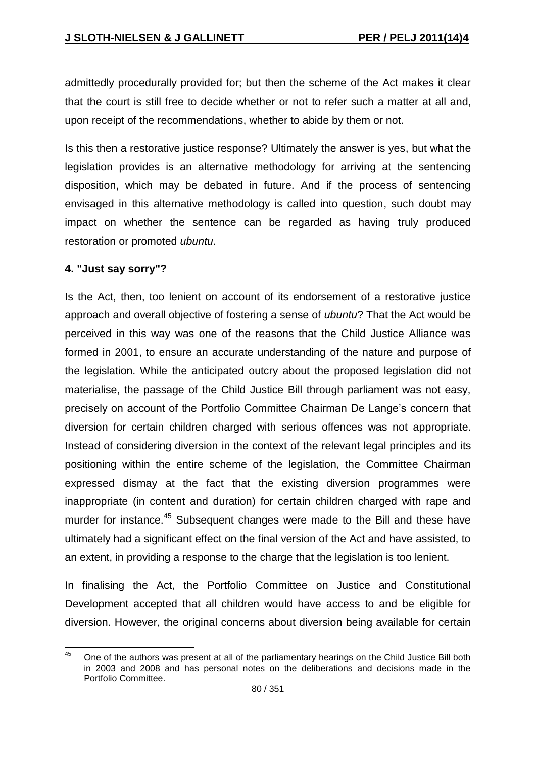admittedly procedurally provided for; but then the scheme of the Act makes it clear that the court is still free to decide whether or not to refer such a matter at all and, upon receipt of the recommendations, whether to abide by them or not.

Is this then a restorative justice response? Ultimately the answer is yes, but what the legislation provides is an alternative methodology for arriving at the sentencing disposition, which may be debated in future. And if the process of sentencing envisaged in this alternative methodology is called into question, such doubt may impact on whether the sentence can be regarded as having truly produced restoration or promoted *ubuntu*.

## 4. "Just say sorry"?

Is the Act, then, too lenient on account of its endorsement of a restorative justice approach and overall objective of fostering a sense of *ubuntu*? That the Act would be perceived in this way was one of the reasons that the Child Justice Alliance was formed in 2001, to ensure an accurate understanding of the nature and purpose of the legislation. While the anticipated outcry about the proposed legislation did not materialise, the passage of the Child Justice Bill through parliament was not easy, precisely on account of the Portfolio Committee Chairman De Lange's concern that diversion for certain children charged with serious offences was not appropriate. Instead of considering diversion in the context of the relevant legal principles and its positioning within the entire scheme of the legislation, the Committee Chairman expressed dismay at the fact that the existing diversion programmes were inappropriate (in content and duration) for certain children charged with rape and murder for instance.[45] Subsequent changes were made to the Bill and these have ultimately had a significant effect on the final version of the Act and have assisted, to an extent, in providing a response to the charge that the legislation is too lenient.

In finalising the Act, the Portfolio Committee on Justice and Constitutional Development accepted that all children would have access to and be eligible for diversion. However, the original concerns about diversion being available for certain

---

[45] One of the authors was present at all of the parliamentary hearings on the Child Justice Bill both in 2003 and 2008 and has personal notes on the deliberations and decisions made in the Portfolio Committee.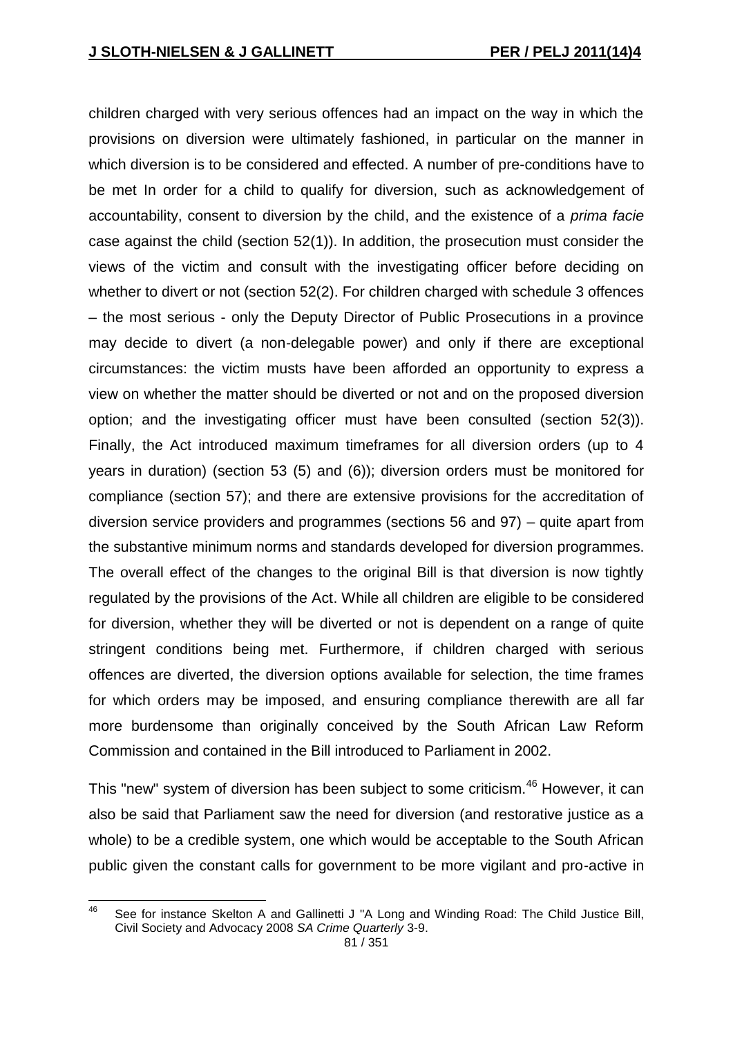children charged with very serious offences had an impact on the way in which the provisions on diversion were ultimately fashioned, in particular on the manner in which diversion is to be considered and effected. A number of pre-conditions have to be met In order for a child to qualify for diversion, such as acknowledgement of accountability, consent to diversion by the child, and the existence of a *prima facie* case against the child (section 52(1)). In addition, the prosecution must consider the views of the victim and consult with the investigating officer before deciding on whether to divert or not (section 52(2). For children charged with schedule 3 offences – the most serious - only the Deputy Director of Public Prosecutions in a province may decide to divert (a non-delegable power) and only if there are exceptional circumstances: the victim musts have been afforded an opportunity to express a view on whether the matter should be diverted or not and on the proposed diversion option; and the investigating officer must have been consulted (section 52(3)). Finally, the Act introduced maximum timeframes for all diversion orders (up to 4 years in duration) (section 53 (5) and (6)); diversion orders must be monitored for compliance (section 57); and there are extensive provisions for the accreditation of diversion service providers and programmes (sections 56 and 97) – quite apart from the substantive minimum norms and standards developed for diversion programmes. The overall effect of the changes to the original Bill is that diversion is now tightly regulated by the provisions of the Act. While all children are eligible to be considered for diversion, whether they will be diverted or not is dependent on a range of quite stringent conditions being met. Furthermore, if children charged with serious offences are diverted, the diversion options available for selection, the time frames for which orders may be imposed, and ensuring compliance therewith are all far more burdensome than originally conceived by the South African Law Reform Commission and contained in the Bill introduced to Parliament in 2002.

This "new" system of diversion has been subject to some criticism.[46] However, it can also be said that Parliament saw the need for diversion (and restorative justice as a whole) to be a credible system, one which would be acceptable to the South African public given the constant calls for government to be more vigilant and pro-active in

---

[46] See for instance Skelton A and Gallinetti J "A Long and Winding Road: The Child Justice Bill, Civil Society and Advocacy 2008 *SA Crime Quarterly* 3-9.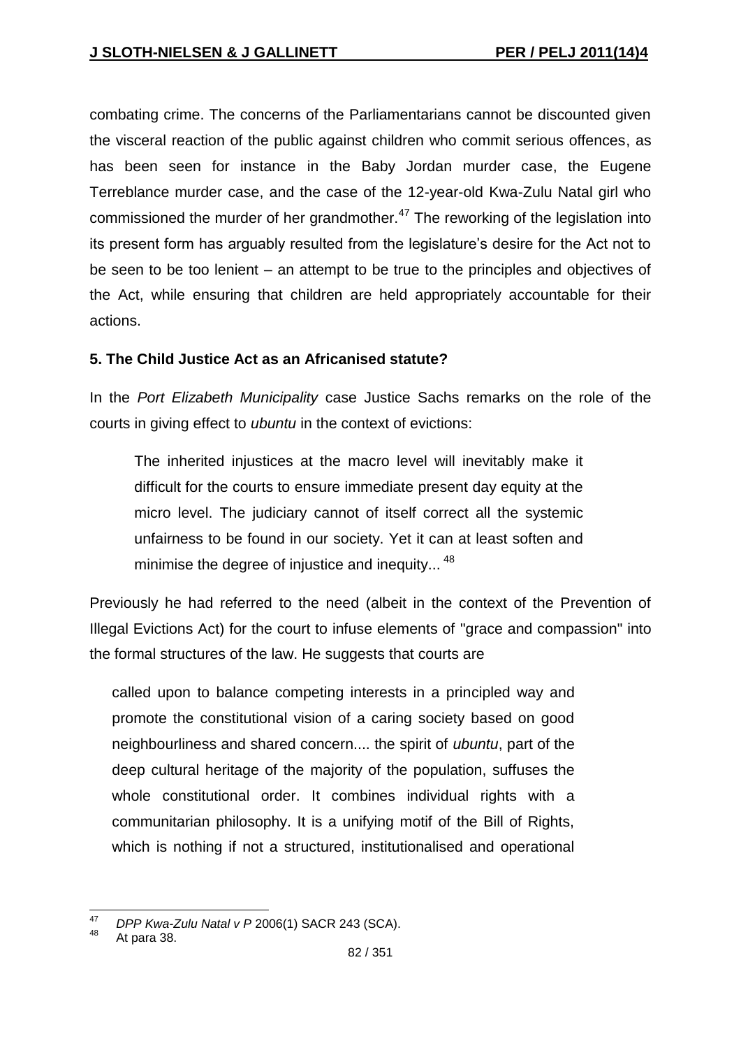combating crime. The concerns of the Parliamentarians cannot be discounted given the visceral reaction of the public against children who commit serious offences, as has been seen for instance in the Baby Jordan murder case, the Eugene Terreblance murder case, and the case of the 12-year-old Kwa-Zulu Natal girl who commissioned the murder of her grandmother.[47] The reworking of the legislation into its present form has arguably resulted from the legislature's desire for the Act not to be seen to be too lenient – an attempt to be true to the principles and objectives of the Act, while ensuring that children are held appropriately accountable for their actions.

## 5. The Child Justice Act as an Africanised statute?

In the *Port Elizabeth Municipality* case Justice Sachs remarks on the role of the courts in giving effect to *ubuntu* in the context of evictions:

> The inherited injustices at the macro level will inevitably make it difficult for the courts to ensure immediate present day equity at the micro level. The judiciary cannot of itself correct all the systemic unfairness to be found in our society. Yet it can at least soften and minimise the degree of injustice and inequity...[48]

Previously he had referred to the need (albeit in the context of the Prevention of Illegal Evictions Act) for the court to infuse elements of "grace and compassion" into the formal structures of the law. He suggests that courts are

> called upon to balance competing interests in a principled way and promote the constitutional vision of a caring society based on good neighbourliness and shared concern.... the spirit of *ubuntu*, part of the deep cultural heritage of the majority of the population, suffuses the whole constitutional order. It combines individual rights with a communitarian philosophy. It is a unifying motif of the Bill of Rights, which is nothing if not a structured, institutionalised and operational

---

[47] *DPP Kwa-Zulu Natal v P* 2006(1) SACR 243 (SCA).

[48] At para 38.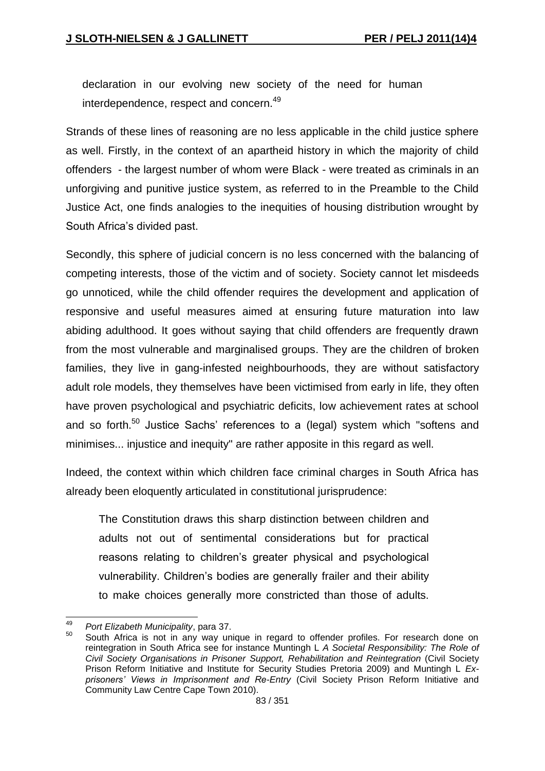declaration in our evolving new society of the need for human interdependence, respect and concern.[49]

Strands of these lines of reasoning are no less applicable in the child justice sphere as well. Firstly, in the context of an apartheid history in which the majority of child offenders - the largest number of whom were Black - were treated as criminals in an unforgiving and punitive justice system, as referred to in the Preamble to the Child Justice Act, one finds analogies to the inequities of housing distribution wrought by South Africa's divided past.

Secondly, this sphere of judicial concern is no less concerned with the balancing of competing interests, those of the victim and of society. Society cannot let misdeeds go unnoticed, while the child offender requires the development and application of responsive and useful measures aimed at ensuring future maturation into law abiding adulthood. It goes without saying that child offenders are frequently drawn from the most vulnerable and marginalised groups. They are the children of broken families, they live in gang-infested neighbourhoods, they are without satisfactory adult role models, they themselves have been victimised from early in life, they often have proven psychological and psychiatric deficits, low achievement rates at school and so forth.[50] Justice Sachs' references to a (legal) system which "softens and minimises... injustice and inequity" are rather apposite in this regard as well.

Indeed, the context within which children face criminal charges in South Africa has already been eloquently articulated in constitutional jurisprudence:

> The Constitution draws this sharp distinction between children and adults not out of sentimental considerations but for practical reasons relating to children's greater physical and psychological vulnerability. Children's bodies are generally frailer and their ability to make choices generally more constricted than those of adults.

---

[49] *Port Elizabeth Municipality*, para 37.

[50] South Africa is not in any way unique in regard to offender profiles. For research done on reintegration in South Africa see for instance Muntingh L *A Societal Responsibility: The Role of Civil Society Organisations in Prisoner Support, Rehabilitation and Reintegration* (Civil Society Prison Reform Initiative and Institute for Security Studies Pretoria 2009) and Muntingh L *Ex-prisoners' Views in Imprisonment and Re-Entry* (Civil Society Prison Reform Initiative and Community Law Centre Cape Town 2010).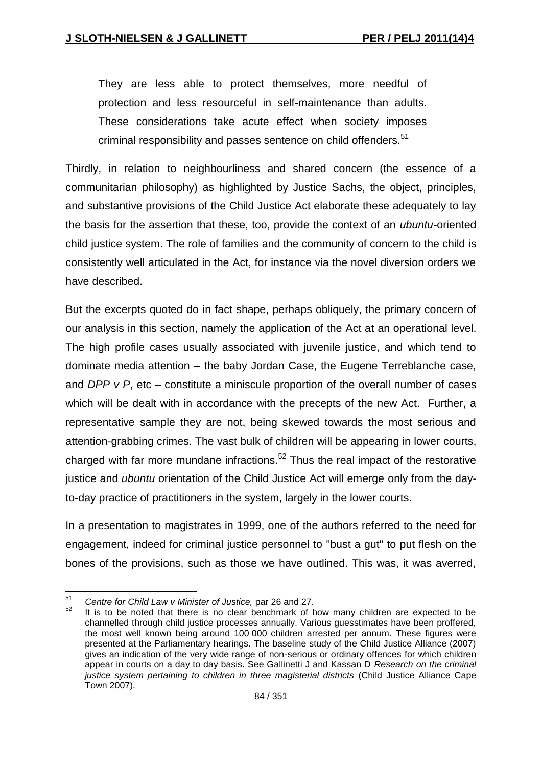> They are less able to protect themselves, more needful of protection and less resourceful in self-maintenance than adults. These considerations take acute effect when society imposes criminal responsibility and passes sentence on child offenders.[51]

Thirdly, in relation to neighbourliness and shared concern (the essence of a communitarian philosophy) as highlighted by Justice Sachs, the object, principles, and substantive provisions of the Child Justice Act elaborate these adequately to lay the basis for the assertion that these, too, provide the context of an *ubuntu*-oriented child justice system. The role of families and the community of concern to the child is consistently well articulated in the Act, for instance via the novel diversion orders we have described.

But the excerpts quoted do in fact shape, perhaps obliquely, the primary concern of our analysis in this section, namely the application of the Act at an operational level. The high profile cases usually associated with juvenile justice, and which tend to dominate media attention – the baby Jordan Case, the Eugene Terreblanche case, and *DPP v P*, etc – constitute a miniscule proportion of the overall number of cases which will be dealt with in accordance with the precepts of the new Act. Further, a representative sample they are not, being skewed towards the most serious and attention-grabbing crimes. The vast bulk of children will be appearing in lower courts, charged with far more mundane infractions.[52] Thus the real impact of the restorative justice and *ubuntu* orientation of the Child Justice Act will emerge only from the day-to-day practice of practitioners in the system, largely in the lower courts.

In a presentation to magistrates in 1999, one of the authors referred to the need for engagement, indeed for criminal justice personnel to "bust a gut" to put flesh on the bones of the provisions, such as those we have outlined. This was, it was averred,

---

[51] *Centre for Child Law v Minister of Justice,* par 26 and 27.

[52] It is to be noted that there is no clear benchmark of how many children are expected to be channelled through child justice processes annually. Various guesstimates have been proffered, the most well known being around 100 000 children arrested per annum. These figures were presented at the Parliamentary hearings. The baseline study of the Child Justice Alliance (2007) gives an indication of the very wide range of non-serious or ordinary offences for which children appear in courts on a day to day basis. See Gallinetti J and Kassan D *Research on the criminal justice system pertaining to children in three magisterial districts* (Child Justice Alliance Cape Town 2007).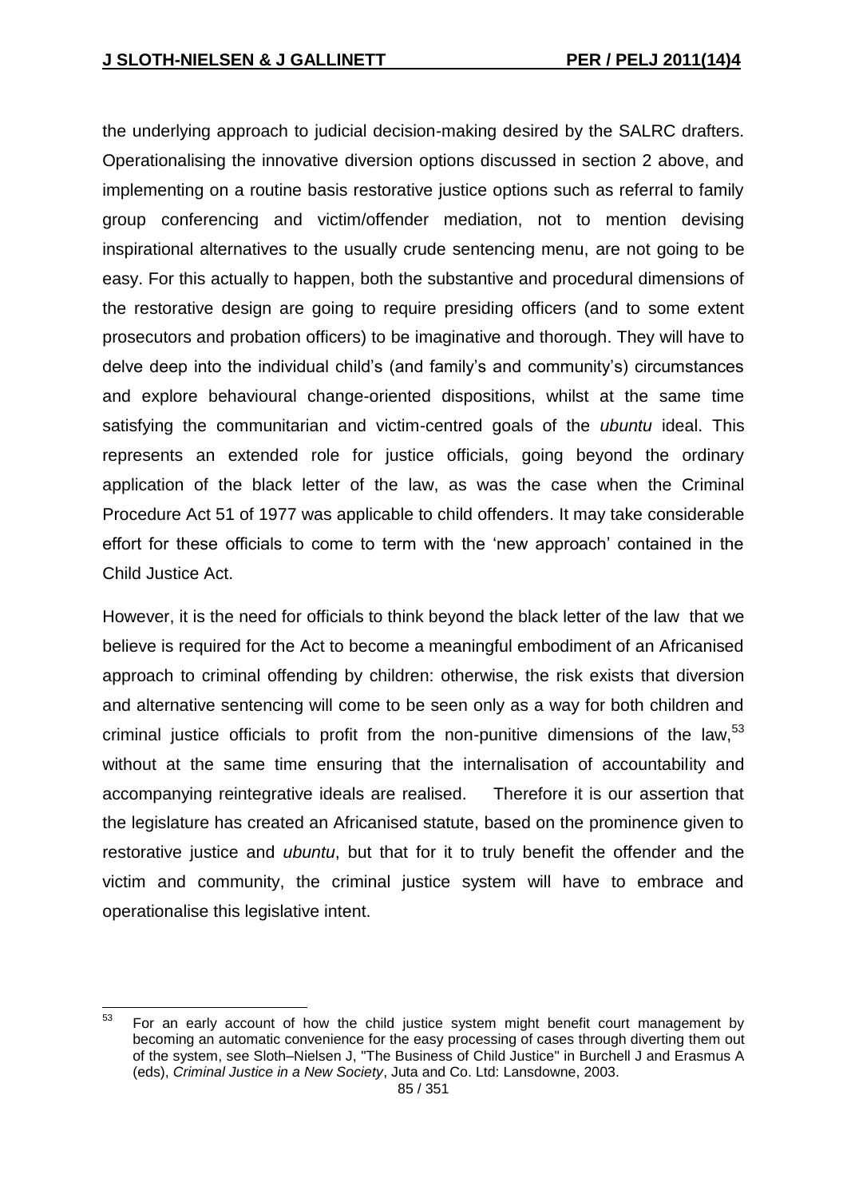the underlying approach to judicial decision-making desired by the SALRC drafters. Operationalising the innovative diversion options discussed in section 2 above, and implementing on a routine basis restorative justice options such as referral to family group conferencing and victim/offender mediation, not to mention devising inspirational alternatives to the usually crude sentencing menu, are not going to be easy. For this actually to happen, both the substantive and procedural dimensions of the restorative design are going to require presiding officers (and to some extent prosecutors and probation officers) to be imaginative and thorough. They will have to delve deep into the individual child's (and family's and community's) circumstances and explore behavioural change-oriented dispositions, whilst at the same time satisfying the communitarian and victim-centred goals of the *ubuntu* ideal. This represents an extended role for justice officials, going beyond the ordinary application of the black letter of the law, as was the case when the Criminal Procedure Act 51 of 1977 was applicable to child offenders. It may take considerable effort for these officials to come to term with the 'new approach' contained in the Child Justice Act.

However, it is the need for officials to think beyond the black letter of the law that we believe is required for the Act to become a meaningful embodiment of an Africanised approach to criminal offending by children: otherwise, the risk exists that diversion and alternative sentencing will come to be seen only as a way for both children and criminal justice officials to profit from the non-punitive dimensions of the law,[53] without at the same time ensuring that the internalisation of accountability and accompanying reintegrative ideals are realised. Therefore it is our assertion that the legislature has created an Africanised statute, based on the prominence given to restorative justice and *ubuntu*, but that for it to truly benefit the offender and the victim and community, the criminal justice system will have to embrace and operationalise this legislative intent.

---

[53] For an early account of how the child justice system might benefit court management by becoming an automatic convenience for the easy processing of cases through diverting them out of the system, see Sloth–Nielsen J, "The Business of Child Justice" in Burchell J and Erasmus A (eds), *Criminal Justice in a New Society*, Juta and Co. Ltd: Lansdowne, 2003.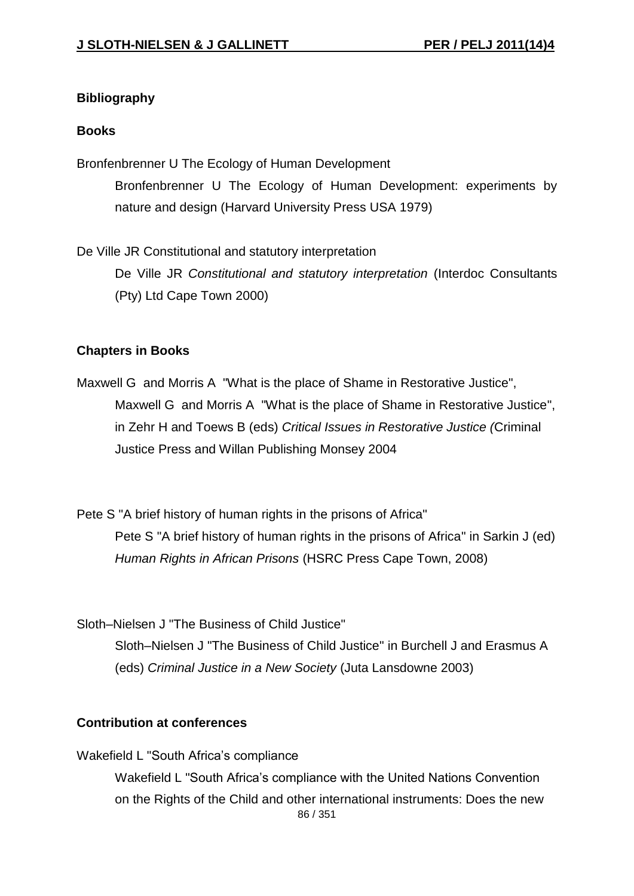## Bibliography

### Books

Bronfenbrenner U The Ecology of Human Development

Bronfenbrenner U The Ecology of Human Development: experiments by nature and design (Harvard University Press USA 1979)

De Ville JR Constitutional and statutory interpretation

De Ville JR *Constitutional and statutory interpretation* (Interdoc Consultants (Pty) Ltd Cape Town 2000)

### Chapters in Books

Maxwell G and Morris A "What is the place of Shame in Restorative Justice",

Maxwell G and Morris A "What is the place of Shame in Restorative Justice", in Zehr H and Toews B (eds) *Critical Issues in Restorative Justice (*Criminal Justice Press and Willan Publishing Monsey 2004

Pete S "A brief history of human rights in the prisons of Africa"

Pete S "A brief history of human rights in the prisons of Africa" in Sarkin J (ed) *Human Rights in African Prisons* (HSRC Press Cape Town, 2008)

Sloth–Nielsen J "The Business of Child Justice"

Sloth–Nielsen J "The Business of Child Justice" in Burchell J and Erasmus A (eds) *Criminal Justice in a New Society* (Juta Lansdowne 2003)

### Contribution at conferences

Wakefield L "South Africa's compliance

Wakefield L "South Africa's compliance with the United Nations Convention on the Rights of the Child and other international instruments: Does the new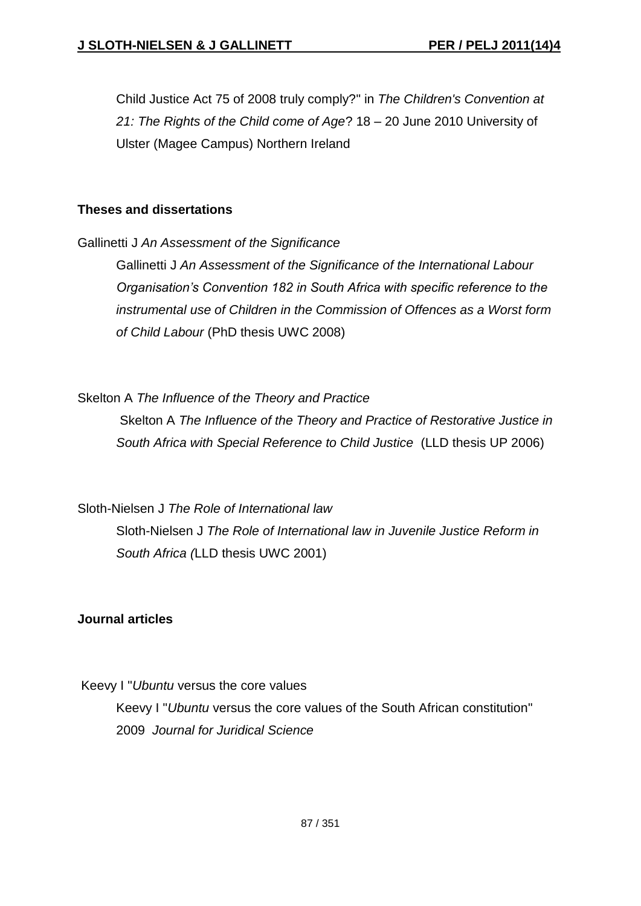Child Justice Act 75 of 2008 truly comply?" in *The Children's Convention at 21: The Rights of the Child come of Age*? 18 – 20 June 2010 University of Ulster (Magee Campus) Northern Ireland

**Theses and dissertations**

Gallinetti J *An Assessment of the Significance*

Gallinetti J *An Assessment of the Significance of the International Labour Organisation's Convention 182 in South Africa with specific reference to the instrumental use of Children in the Commission of Offences as a Worst form of Child Labour* (PhD thesis UWC 2008)

Skelton A *The Influence of the Theory and Practice*

Skelton A *The Influence of the Theory and Practice of Restorative Justice in South Africa with Special Reference to Child Justice* (LLD thesis UP 2006)

Sloth-Nielsen J *The Role of International law*

Sloth-Nielsen J *The Role of International law in Juvenile Justice Reform in South Africa (*LLD thesis UWC 2001)

**Journal articles**

Keevy I "*Ubuntu* versus the core values

Keevy I "*Ubuntu* versus the core values of the South African constitution" 2009 *Journal for Juridical Science*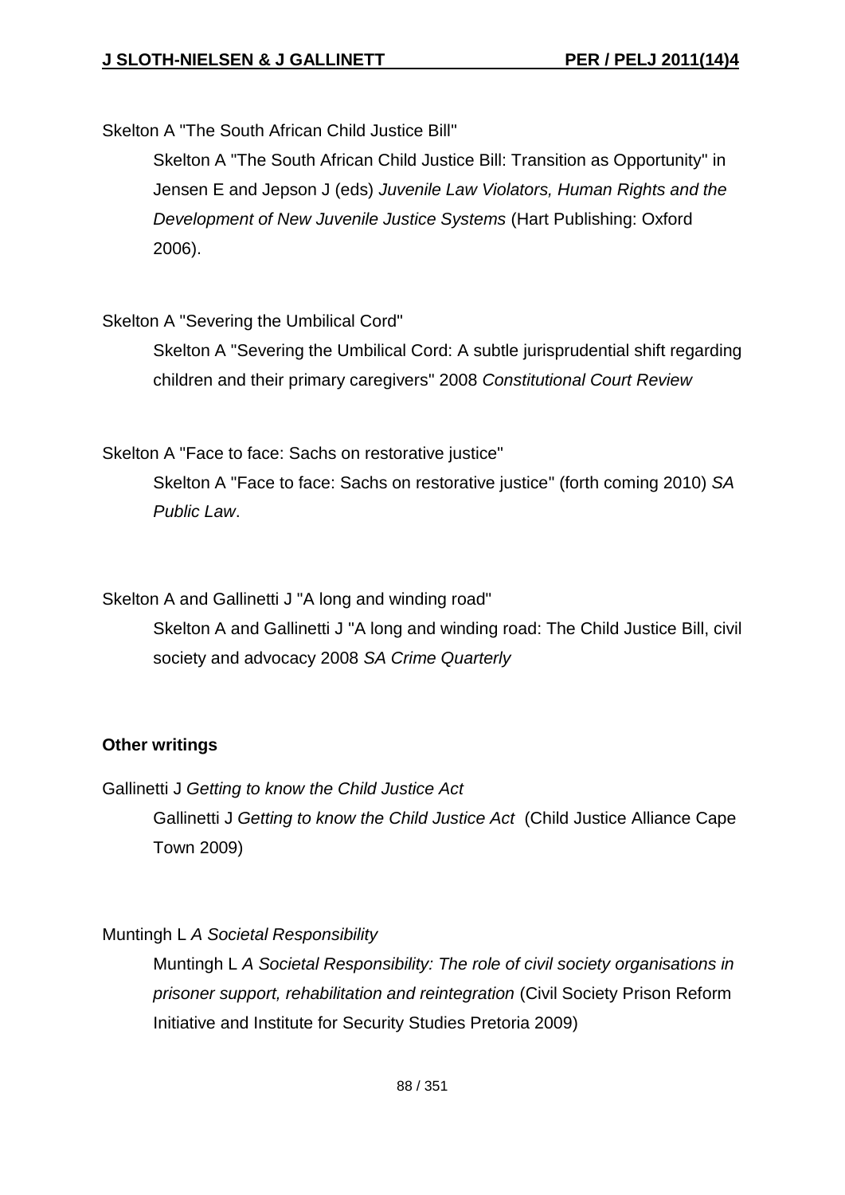Skelton A "The South African Child Justice Bill"

Skelton A "The South African Child Justice Bill: Transition as Opportunity" in Jensen E and Jepson J (eds) *Juvenile Law Violators, Human Rights and the Development of New Juvenile Justice Systems* (Hart Publishing: Oxford 2006).

Skelton A "Severing the Umbilical Cord"

Skelton A "Severing the Umbilical Cord: A subtle jurisprudential shift regarding children and their primary caregivers" 2008 *Constitutional Court Review*

Skelton A "Face to face: Sachs on restorative justice"

Skelton A "Face to face: Sachs on restorative justice" (forth coming 2010) *SA Public Law*.

Skelton A and Gallinetti J "A long and winding road"

Skelton A and Gallinetti J "A long and winding road: The Child Justice Bill, civil society and advocacy 2008 *SA Crime Quarterly*

**Other writings**

Gallinetti J *Getting to know the Child Justice Act*

Gallinetti J *Getting to know the Child Justice Act* (Child Justice Alliance Cape Town 2009)

Muntingh L *A Societal Responsibility*

Muntingh L *A Societal Responsibility: The role of civil society organisations in prisoner support, rehabilitation and reintegration* (Civil Society Prison Reform Initiative and Institute for Security Studies Pretoria 2009)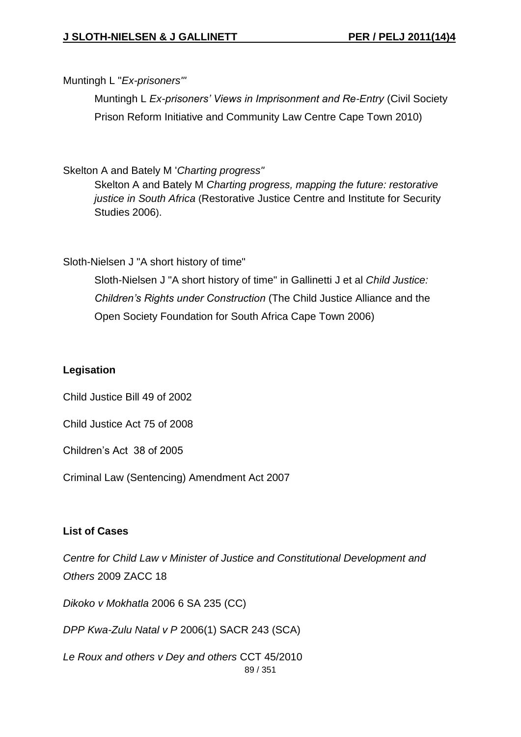Muntingh L "*Ex-prisoners'*"

Muntingh L *Ex-prisoners' Views in Imprisonment and Re-Entry* (Civil Society Prison Reform Initiative and Community Law Centre Cape Town 2010)

Skelton A and Bately M '*Charting progress"*

Skelton A and Bately M *Charting progress, mapping the future: restorative justice in South Africa* (Restorative Justice Centre and Institute for Security Studies 2006).

Sloth-Nielsen J "A short history of time"

Sloth-Nielsen J "A short history of time" in Gallinetti J et al *Child Justice: Children's Rights under Construction* (The Child Justice Alliance and the Open Society Foundation for South Africa Cape Town 2006)

**Legisation**

Child Justice Bill 49 of 2002

Child Justice Act 75 of 2008

Children's Act 38 of 2005

Criminal Law (Sentencing) Amendment Act 2007

**List of Cases**

*Centre for Child Law v Minister of Justice and Constitutional Development and Others* 2009 ZACC 18

*Dikoko v Mokhatla* 2006 6 SA 235 (CC)

*DPP Kwa-Zulu Natal v P* 2006(1) SACR 243 (SCA)

*Le Roux and others v Dey and others* CCT 45/2010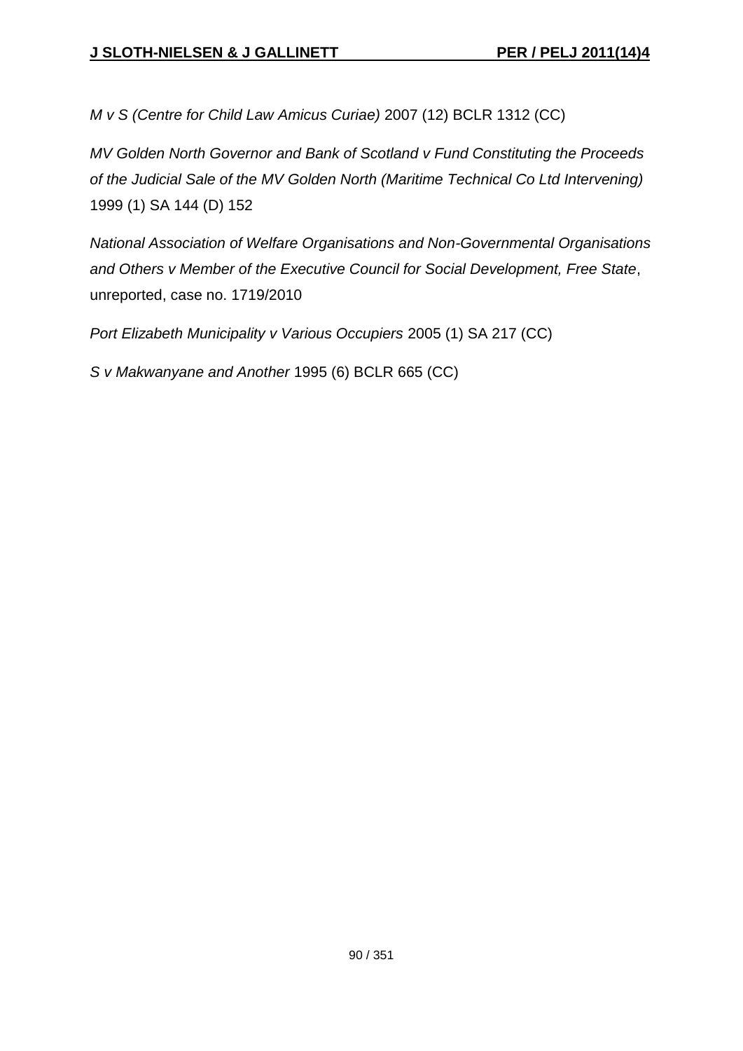*M v S (Centre for Child Law Amicus Curiae)* 2007 (12) BCLR 1312 (CC)

*MV Golden North Governor and Bank of Scotland v Fund Constituting the Proceeds of the Judicial Sale of the MV Golden North (Maritime Technical Co Ltd Intervening)* 1999 (1) SA 144 (D) 152

*National Association of Welfare Organisations and Non-Governmental Organisations and Others v Member of the Executive Council for Social Development, Free State*, unreported, case no. 1719/2010

*Port Elizabeth Municipality v Various Occupiers* 2005 (1) SA 217 (CC)

*S v Makwanyane and Another* 1995 (6) BCLR 665 (CC)